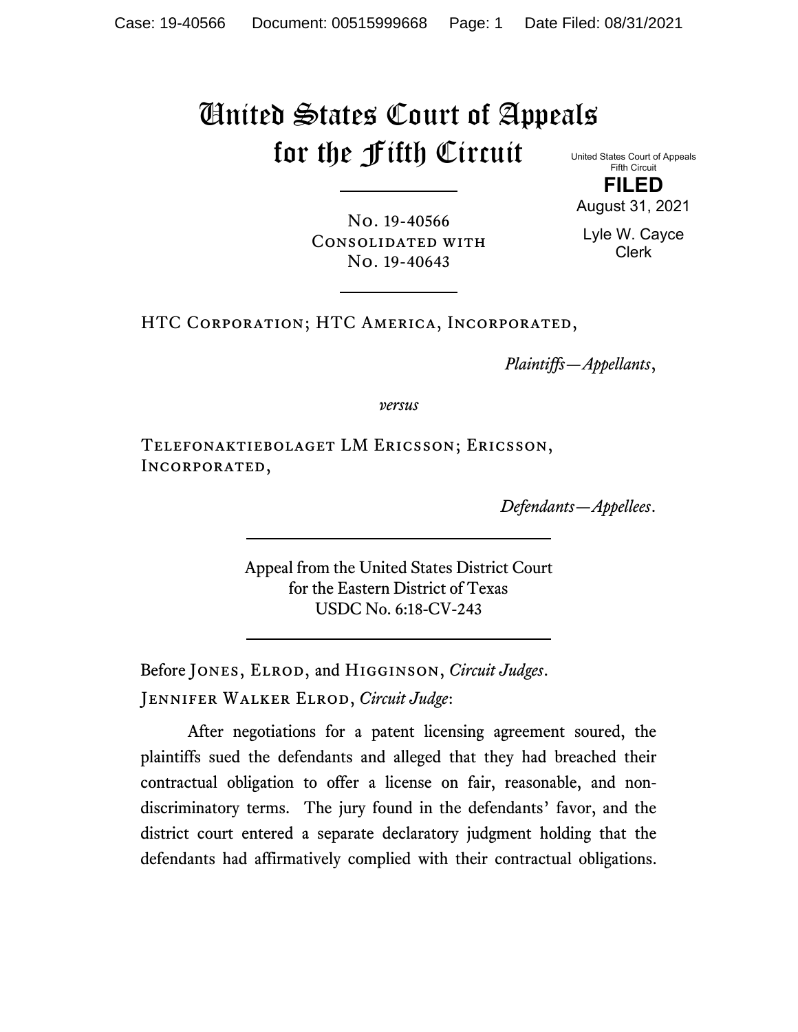# United States Court of Appeals for the Fifth Circuit

United States Court of Appeals
Fifth Circuit

**FILED**

August 31, 2021

Lyle W. Cayce
Clerk

---

No. 19-40566
Consolidated with
No. 19-40643

---

HTC Corporation; HTC America, Incorporated,

*Plaintiffs—Appellants*,

*versus*

Telefonaktiebolaget LM Ericsson; Ericsson, Incorporated,

*Defendants—Appellees*.

---

Appeal from the United States District Court
for the Eastern District of Texas
USDC No. 6:18-CV-243

---

Before Jones, Elrod, and Higginson, *Circuit Judges*.

Jennifer Walker Elrod, *Circuit Judge*:

After negotiations for a patent licensing agreement soured, the plaintiffs sued the defendants and alleged that they had breached their contractual obligation to offer a license on fair, reasonable, and non-discriminatory terms. The jury found in the defendants' favor, and the district court entered a separate declaratory judgment holding that the defendants had affirmatively complied with their contractual obligations.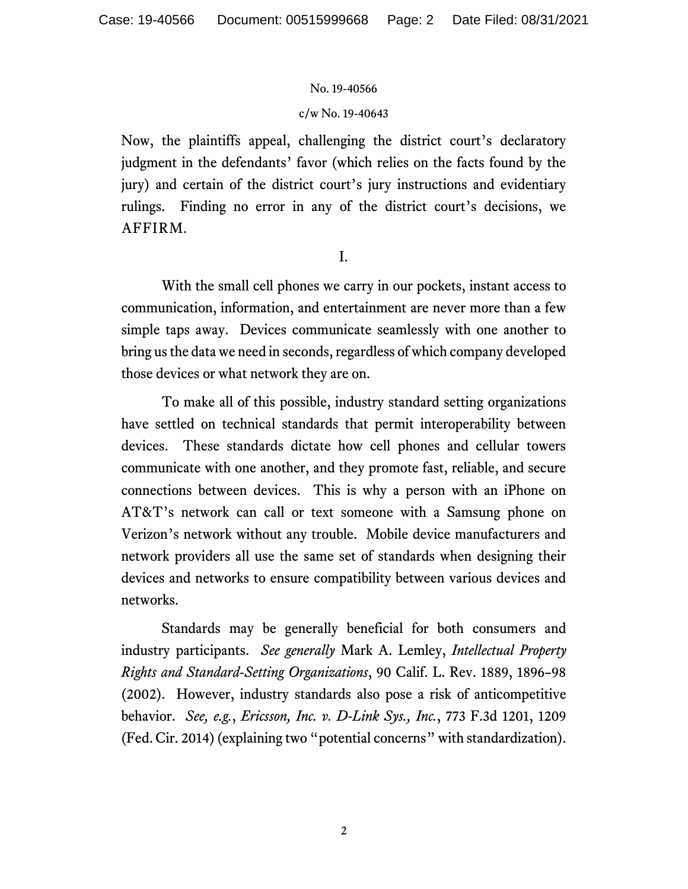Now, the plaintiffs appeal, challenging the district court's declaratory judgment in the defendants' favor (which relies on the facts found by the jury) and certain of the district court's jury instructions and evidentiary rulings. Finding no error in any of the district court's decisions, we AFFIRM.

I.

With the small cell phones we carry in our pockets, instant access to communication, information, and entertainment are never more than a few simple taps away. Devices communicate seamlessly with one another to bring us the data we need in seconds, regardless of which company developed those devices or what network they are on.

To make all of this possible, industry standard setting organizations have settled on technical standards that permit interoperability between devices. These standards dictate how cell phones and cellular towers communicate with one another, and they promote fast, reliable, and secure connections between devices. This is why a person with an iPhone on AT&T's network can call or text someone with a Samsung phone on Verizon's network without any trouble. Mobile device manufacturers and network providers all use the same set of standards when designing their devices and networks to ensure compatibility between various devices and networks.

Standards may be generally beneficial for both consumers and industry participants. *See generally* Mark A. Lemley, *Intellectual Property Rights and Standard-Setting Organizations*, 90 Calif. L. Rev. 1889, 1896–98 (2002). However, industry standards also pose a risk of anticompetitive behavior. *See, e.g.*, *Ericsson, Inc. v. D-Link Sys., Inc.*, 773 F.3d 1201, 1209 (Fed. Cir. 2014) (explaining two "potential concerns" with standardization).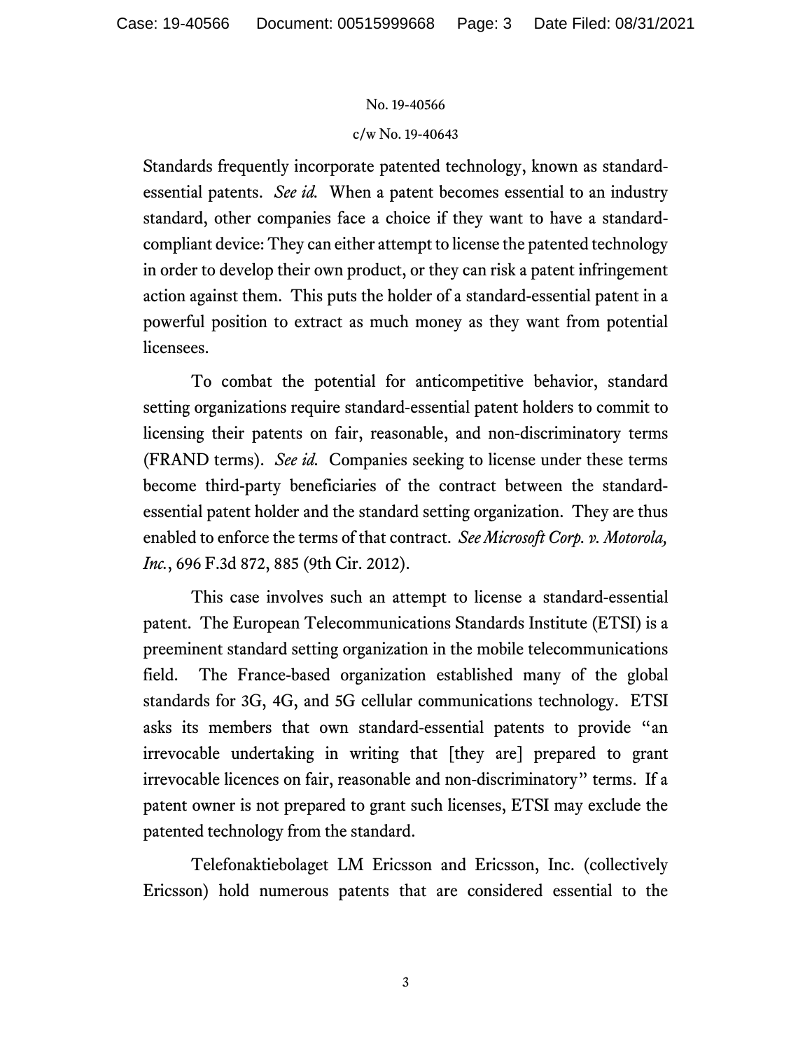Standards frequently incorporate patented technology, known as standard-essential patents. *See id.* When a patent becomes essential to an industry standard, other companies face a choice if they want to have a standard-compliant device: They can either attempt to license the patented technology in order to develop their own product, or they can risk a patent infringement action against them. This puts the holder of a standard-essential patent in a powerful position to extract as much money as they want from potential licensees.

To combat the potential for anticompetitive behavior, standard setting organizations require standard-essential patent holders to commit to licensing their patents on fair, reasonable, and non-discriminatory terms (FRAND terms). *See id.* Companies seeking to license under these terms become third-party beneficiaries of the contract between the standard-essential patent holder and the standard setting organization. They are thus enabled to enforce the terms of that contract. *See Microsoft Corp. v. Motorola, Inc.*, 696 F.3d 872, 885 (9th Cir. 2012).

This case involves such an attempt to license a standard-essential patent. The European Telecommunications Standards Institute (ETSI) is a preeminent standard setting organization in the mobile telecommunications field. The France-based organization established many of the global standards for 3G, 4G, and 5G cellular communications technology. ETSI asks its members that own standard-essential patents to provide "an irrevocable undertaking in writing that [they are] prepared to grant irrevocable licences on fair, reasonable and non-discriminatory" terms. If a patent owner is not prepared to grant such licenses, ETSI may exclude the patented technology from the standard.

Telefonaktiebolaget LM Ericsson and Ericsson, Inc. (collectively Ericsson) hold numerous patents that are considered essential to the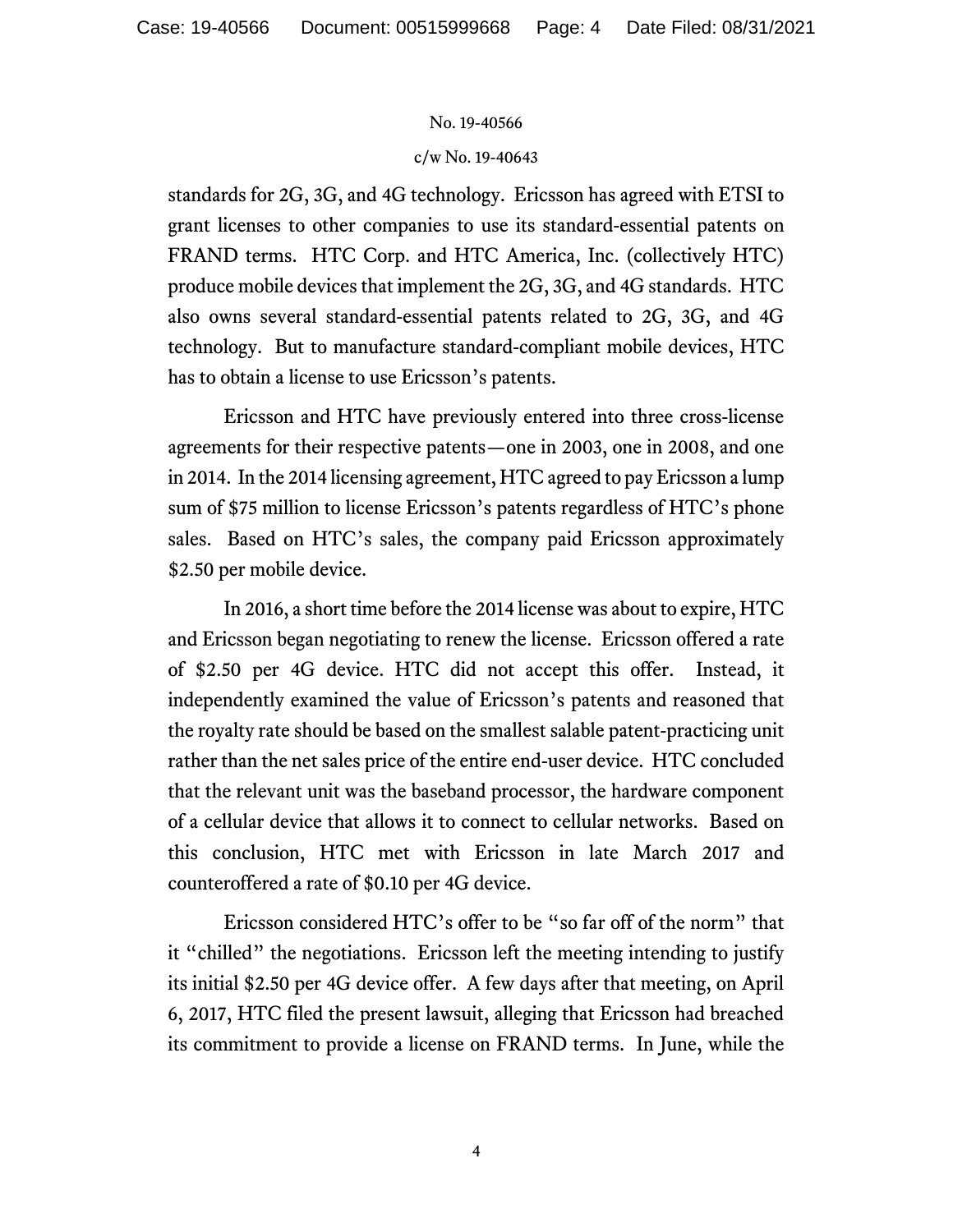standards for 2G, 3G, and 4G technology. Ericsson has agreed with ETSI to grant licenses to other companies to use its standard-essential patents on FRAND terms. HTC Corp. and HTC America, Inc. (collectively HTC) produce mobile devices that implement the 2G, 3G, and 4G standards. HTC also owns several standard-essential patents related to 2G, 3G, and 4G technology. But to manufacture standard-compliant mobile devices, HTC has to obtain a license to use Ericsson's patents.

Ericsson and HTC have previously entered into three cross-license agreements for their respective patents—one in 2003, one in 2008, and one in 2014. In the 2014 licensing agreement, HTC agreed to pay Ericsson a lump sum of $75 million to license Ericsson's patents regardless of HTC's phone sales. Based on HTC's sales, the company paid Ericsson approximately $2.50 per mobile device.

In 2016, a short time before the 2014 license was about to expire, HTC and Ericsson began negotiating to renew the license. Ericsson offered a rate of $2.50 per 4G device. HTC did not accept this offer. Instead, it independently examined the value of Ericsson's patents and reasoned that the royalty rate should be based on the smallest salable patent-practicing unit rather than the net sales price of the entire end-user device. HTC concluded that the relevant unit was the baseband processor, the hardware component of a cellular device that allows it to connect to cellular networks. Based on this conclusion, HTC met with Ericsson in late March 2017 and counteroffered a rate of $0.10 per 4G device.

Ericsson considered HTC's offer to be "so far off of the norm" that it "chilled" the negotiations. Ericsson left the meeting intending to justify its initial $2.50 per 4G device offer. A few days after that meeting, on April 6, 2017, HTC filed the present lawsuit, alleging that Ericsson had breached its commitment to provide a license on FRAND terms. In June, while the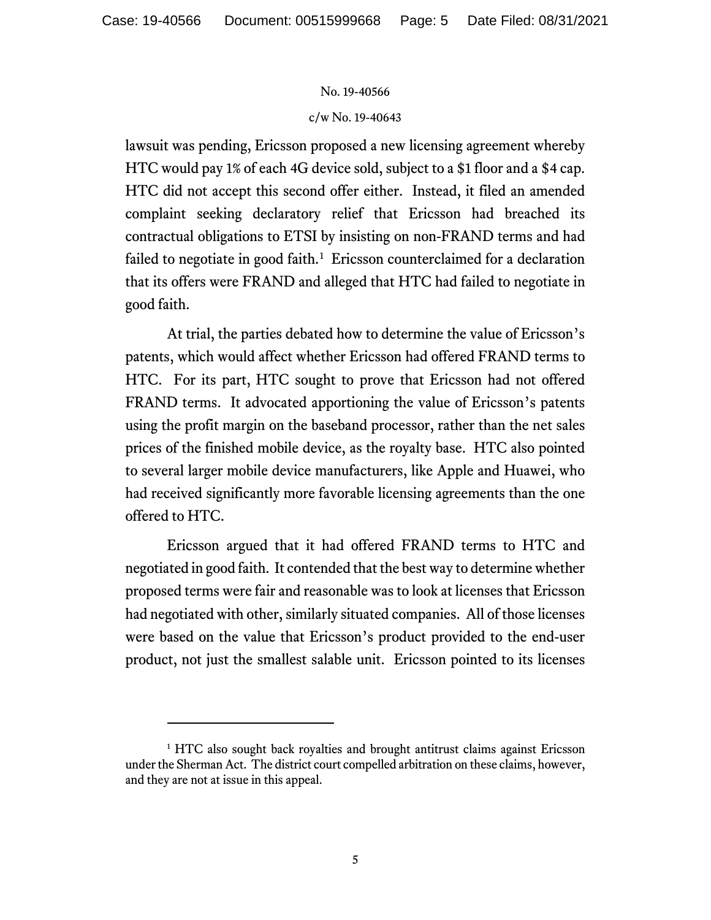lawsuit was pending, Ericsson proposed a new licensing agreement whereby HTC would pay 1% of each 4G device sold, subject to a $1 floor and a $4 cap. HTC did not accept this second offer either. Instead, it filed an amended complaint seeking declaratory relief that Ericsson had breached its contractual obligations to ETSI by insisting on non-FRAND terms and had failed to negotiate in good faith.[1] Ericsson counterclaimed for a declaration that its offers were FRAND and alleged that HTC had failed to negotiate in good faith.

At trial, the parties debated how to determine the value of Ericsson's patents, which would affect whether Ericsson had offered FRAND terms to HTC. For its part, HTC sought to prove that Ericsson had not offered FRAND terms. It advocated apportioning the value of Ericsson's patents using the profit margin on the baseband processor, rather than the net sales prices of the finished mobile device, as the royalty base. HTC also pointed to several larger mobile device manufacturers, like Apple and Huawei, who had received significantly more favorable licensing agreements than the one offered to HTC.

Ericsson argued that it had offered FRAND terms to HTC and negotiated in good faith. It contended that the best way to determine whether proposed terms were fair and reasonable was to look at licenses that Ericsson had negotiated with other, similarly situated companies. All of those licenses were based on the value that Ericsson's product provided to the end-user product, not just the smallest salable unit. Ericsson pointed to its licenses

---

[1] HTC also sought back royalties and brought antitrust claims against Ericsson under the Sherman Act. The district court compelled arbitration on these claims, however, and they are not at issue in this appeal.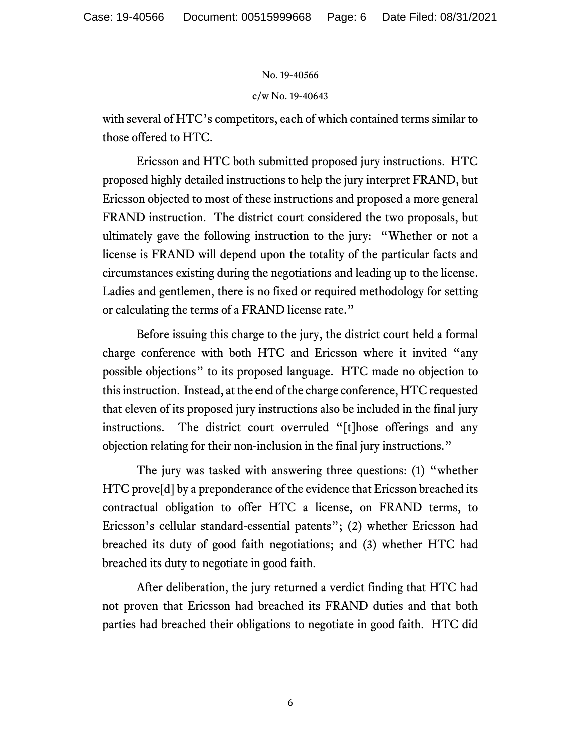with several of HTC's competitors, each of which contained terms similar to those offered to HTC.

Ericsson and HTC both submitted proposed jury instructions. HTC proposed highly detailed instructions to help the jury interpret FRAND, but Ericsson objected to most of these instructions and proposed a more general FRAND instruction. The district court considered the two proposals, but ultimately gave the following instruction to the jury: "Whether or not a license is FRAND will depend upon the totality of the particular facts and circumstances existing during the negotiations and leading up to the license. Ladies and gentlemen, there is no fixed or required methodology for setting or calculating the terms of a FRAND license rate."

Before issuing this charge to the jury, the district court held a formal charge conference with both HTC and Ericsson where it invited "any possible objections" to its proposed language. HTC made no objection to this instruction. Instead, at the end of the charge conference, HTC requested that eleven of its proposed jury instructions also be included in the final jury instructions. The district court overruled "[t]hose offerings and any objection relating for their non-inclusion in the final jury instructions."

The jury was tasked with answering three questions: (1) "whether HTC prove[d] by a preponderance of the evidence that Ericsson breached its contractual obligation to offer HTC a license, on FRAND terms, to Ericsson's cellular standard-essential patents"; (2) whether Ericsson had breached its duty of good faith negotiations; and (3) whether HTC had breached its duty to negotiate in good faith.

After deliberation, the jury returned a verdict finding that HTC had not proven that Ericsson had breached its FRAND duties and that both parties had breached their obligations to negotiate in good faith. HTC did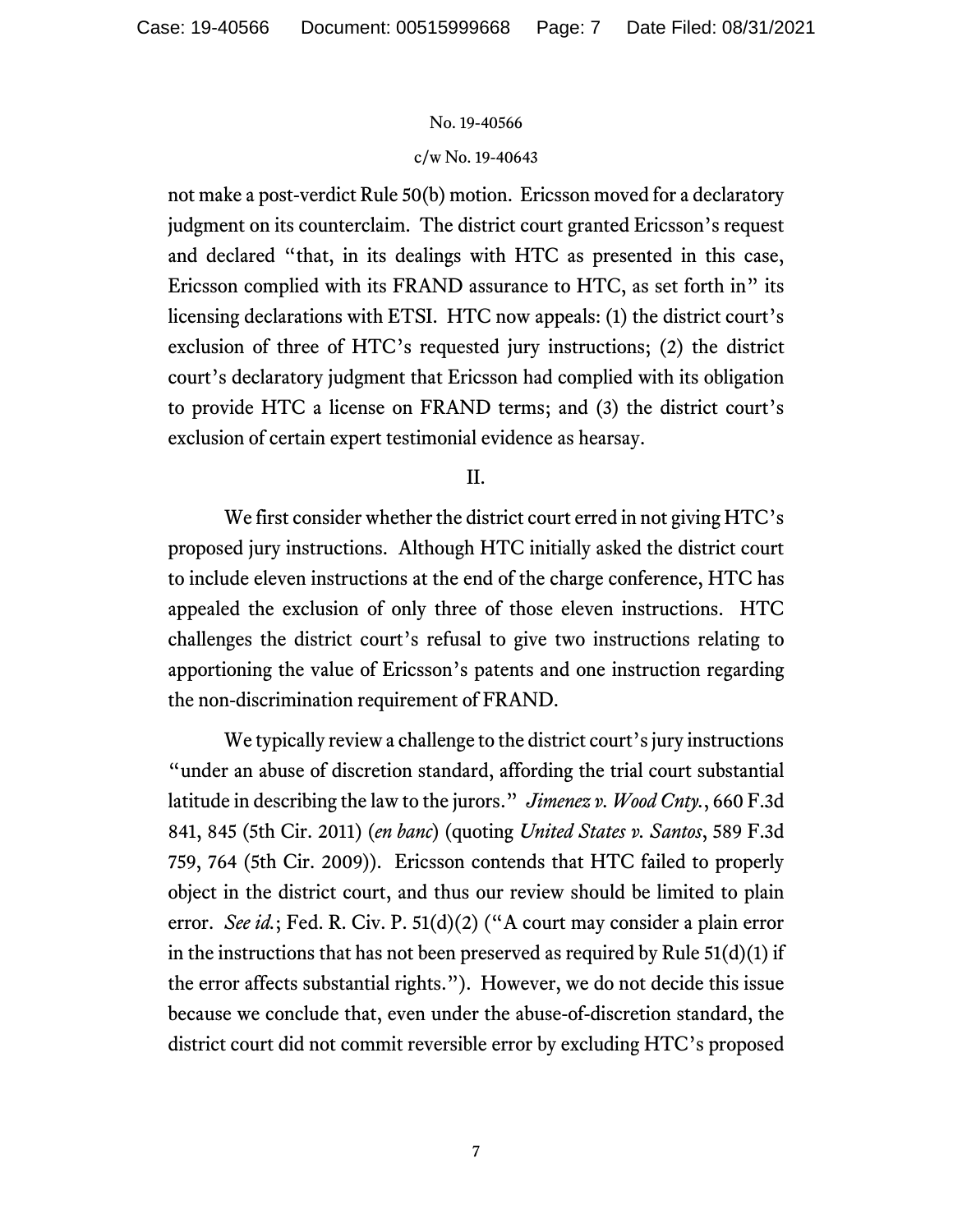not make a post-verdict Rule 50(b) motion. Ericsson moved for a declaratory judgment on its counterclaim. The district court granted Ericsson's request and declared "that, in its dealings with HTC as presented in this case, Ericsson complied with its FRAND assurance to HTC, as set forth in" its licensing declarations with ETSI. HTC now appeals: (1) the district court's exclusion of three of HTC's requested jury instructions; (2) the district court's declaratory judgment that Ericsson had complied with its obligation to provide HTC a license on FRAND terms; and (3) the district court's exclusion of certain expert testimonial evidence as hearsay.

## II.

We first consider whether the district court erred in not giving HTC's proposed jury instructions. Although HTC initially asked the district court to include eleven instructions at the end of the charge conference, HTC has appealed the exclusion of only three of those eleven instructions. HTC challenges the district court's refusal to give two instructions relating to apportioning the value of Ericsson's patents and one instruction regarding the non-discrimination requirement of FRAND.

We typically review a challenge to the district court's jury instructions "under an abuse of discretion standard, affording the trial court substantial latitude in describing the law to the jurors." *Jimenez v. Wood Cnty.*, 660 F.3d 841, 845 (5th Cir. 2011) (*en banc*) (quoting *United States v. Santos*, 589 F.3d 759, 764 (5th Cir. 2009)). Ericsson contends that HTC failed to properly object in the district court, and thus our review should be limited to plain error. *See id.*; Fed. R. Civ. P. 51(d)(2) ("A court may consider a plain error in the instructions that has not been preserved as required by Rule 51(d)(1) if the error affects substantial rights."). However, we do not decide this issue because we conclude that, even under the abuse-of-discretion standard, the district court did not commit reversible error by excluding HTC's proposed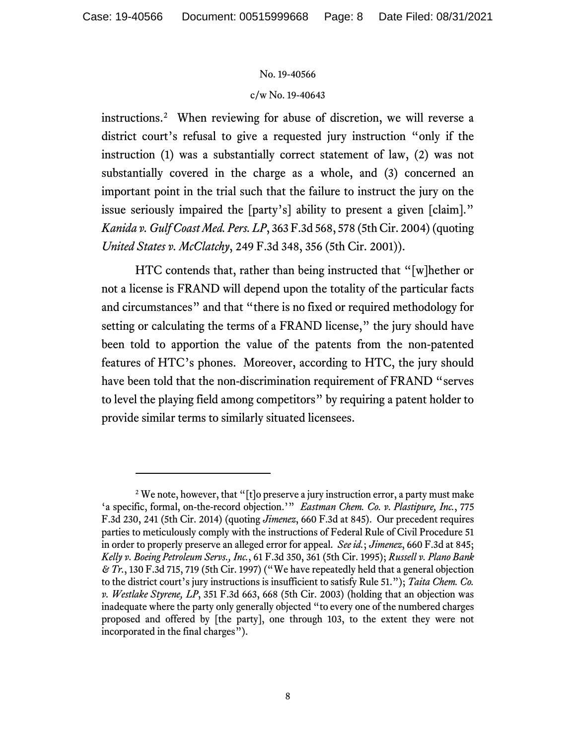instructions.[2] When reviewing for abuse of discretion, we will reverse a district court's refusal to give a requested jury instruction "only if the instruction (1) was a substantially correct statement of law, (2) was not substantially covered in the charge as a whole, and (3) concerned an important point in the trial such that the failure to instruct the jury on the issue seriously impaired the [party's] ability to present a given [claim]." *Kanida v. Gulf Coast Med. Pers. LP*, 363 F.3d 568, 578 (5th Cir. 2004) (quoting *United States v. McClatchy*, 249 F.3d 348, 356 (5th Cir. 2001)).

HTC contends that, rather than being instructed that "[w]hether or not a license is FRAND will depend upon the totality of the particular facts and circumstances" and that "there is no fixed or required methodology for setting or calculating the terms of a FRAND license," the jury should have been told to apportion the value of the patents from the non-patented features of HTC's phones. Moreover, according to HTC, the jury should have been told that the non-discrimination requirement of FRAND "serves to level the playing field among competitors" by requiring a patent holder to provide similar terms to similarly situated licensees.

---

[2] We note, however, that "[t]o preserve a jury instruction error, a party must make 'a specific, formal, on-the-record objection.'" *Eastman Chem. Co. v. Plastipure, Inc.*, 775 F.3d 230, 241 (5th Cir. 2014) (quoting *Jimenez*, 660 F.3d at 845). Our precedent requires parties to meticulously comply with the instructions of Federal Rule of Civil Procedure 51 in order to properly preserve an alleged error for appeal. *See id.*; *Jimenez*, 660 F.3d at 845; *Kelly v. Boeing Petroleum Servs., Inc.*, 61 F.3d 350, 361 (5th Cir. 1995); *Russell v. Plano Bank & Tr.*, 130 F.3d 715, 719 (5th Cir. 1997) ("We have repeatedly held that a general objection to the district court's jury instructions is insufficient to satisfy Rule 51."); *Taita Chem. Co. v. Westlake Styrene, LP*, 351 F.3d 663, 668 (5th Cir. 2003) (holding that an objection was inadequate where the party only generally objected "to every one of the numbered charges proposed and offered by [the party], one through 103, to the extent they were not incorporated in the final charges").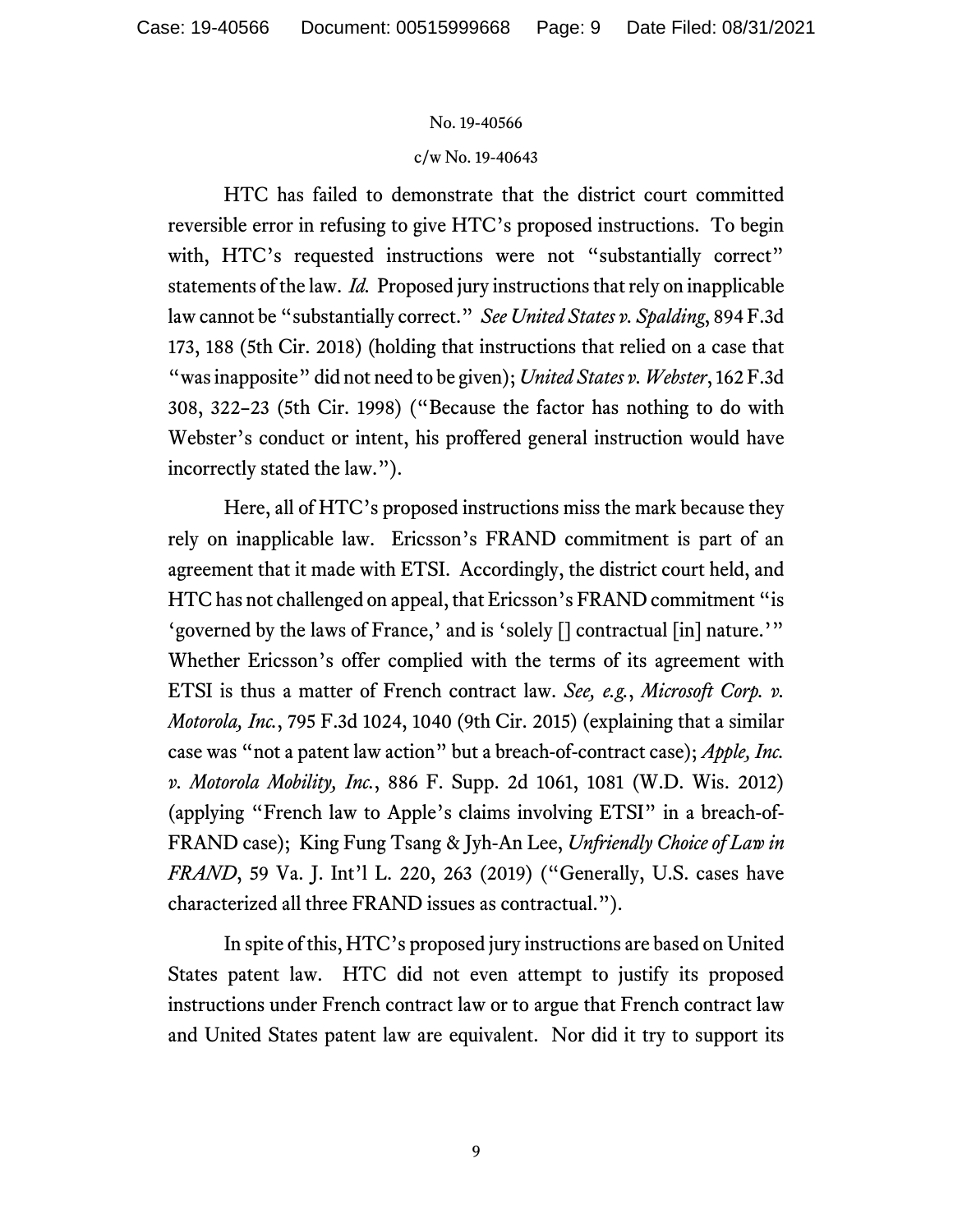HTC has failed to demonstrate that the district court committed reversible error in refusing to give HTC's proposed instructions. To begin with, HTC's requested instructions were not "substantially correct" statements of the law. *Id.* Proposed jury instructions that rely on inapplicable law cannot be "substantially correct." *See United States v. Spalding*, 894 F.3d 173, 188 (5th Cir. 2018) (holding that instructions that relied on a case that "was inapposite" did not need to be given); *United States v. Webster*, 162 F.3d 308, 322–23 (5th Cir. 1998) ("Because the factor has nothing to do with Webster's conduct or intent, his proffered general instruction would have incorrectly stated the law.").

Here, all of HTC's proposed instructions miss the mark because they rely on inapplicable law. Ericsson's FRAND commitment is part of an agreement that it made with ETSI. Accordingly, the district court held, and HTC has not challenged on appeal, that Ericsson's FRAND commitment "is 'governed by the laws of France,' and is 'solely [] contractual [in] nature.'" Whether Ericsson's offer complied with the terms of its agreement with ETSI is thus a matter of French contract law. *See, e.g.*, *Microsoft Corp. v. Motorola, Inc.*, 795 F.3d 1024, 1040 (9th Cir. 2015) (explaining that a similar case was "not a patent law action" but a breach-of-contract case); *Apple, Inc. v. Motorola Mobility, Inc.*, 886 F. Supp. 2d 1061, 1081 (W.D. Wis. 2012) (applying "French law to Apple's claims involving ETSI" in a breach-of-FRAND case); King Fung Tsang & Jyh-An Lee, *Unfriendly Choice of Law in FRAND*, 59 Va. J. Int'l L. 220, 263 (2019) ("Generally, U.S. cases have characterized all three FRAND issues as contractual.").

In spite of this, HTC's proposed jury instructions are based on United States patent law. HTC did not even attempt to justify its proposed instructions under French contract law or to argue that French contract law and United States patent law are equivalent. Nor did it try to support its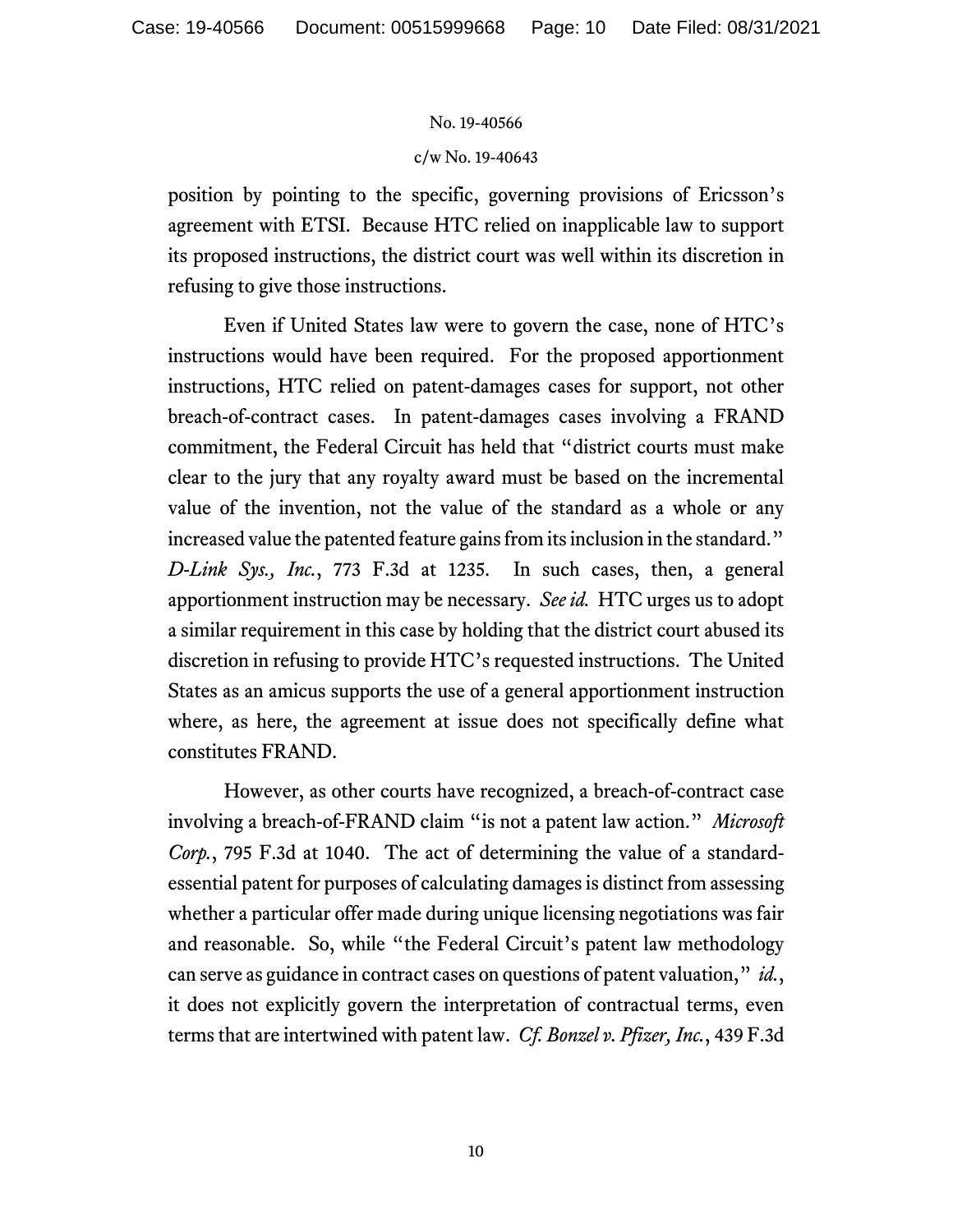position by pointing to the specific, governing provisions of Ericsson's agreement with ETSI. Because HTC relied on inapplicable law to support its proposed instructions, the district court was well within its discretion in refusing to give those instructions.

Even if United States law were to govern the case, none of HTC's instructions would have been required. For the proposed apportionment instructions, HTC relied on patent-damages cases for support, not other breach-of-contract cases. In patent-damages cases involving a FRAND commitment, the Federal Circuit has held that "district courts must make clear to the jury that any royalty award must be based on the incremental value of the invention, not the value of the standard as a whole or any increased value the patented feature gains from its inclusion in the standard." *D-Link Sys., Inc.*, 773 F.3d at 1235. In such cases, then, a general apportionment instruction may be necessary. *See id.* HTC urges us to adopt a similar requirement in this case by holding that the district court abused its discretion in refusing to provide HTC's requested instructions. The United States as an amicus supports the use of a general apportionment instruction where, as here, the agreement at issue does not specifically define what constitutes FRAND.

However, as other courts have recognized, a breach-of-contract case involving a breach-of-FRAND claim "is not a patent law action." *Microsoft Corp.*, 795 F.3d at 1040. The act of determining the value of a standard-essential patent for purposes of calculating damages is distinct from assessing whether a particular offer made during unique licensing negotiations was fair and reasonable. So, while "the Federal Circuit's patent law methodology can serve as guidance in contract cases on questions of patent valuation," *id.*, it does not explicitly govern the interpretation of contractual terms, even terms that are intertwined with patent law. *Cf. Bonzel v. Pfizer, Inc.*, 439 F.3d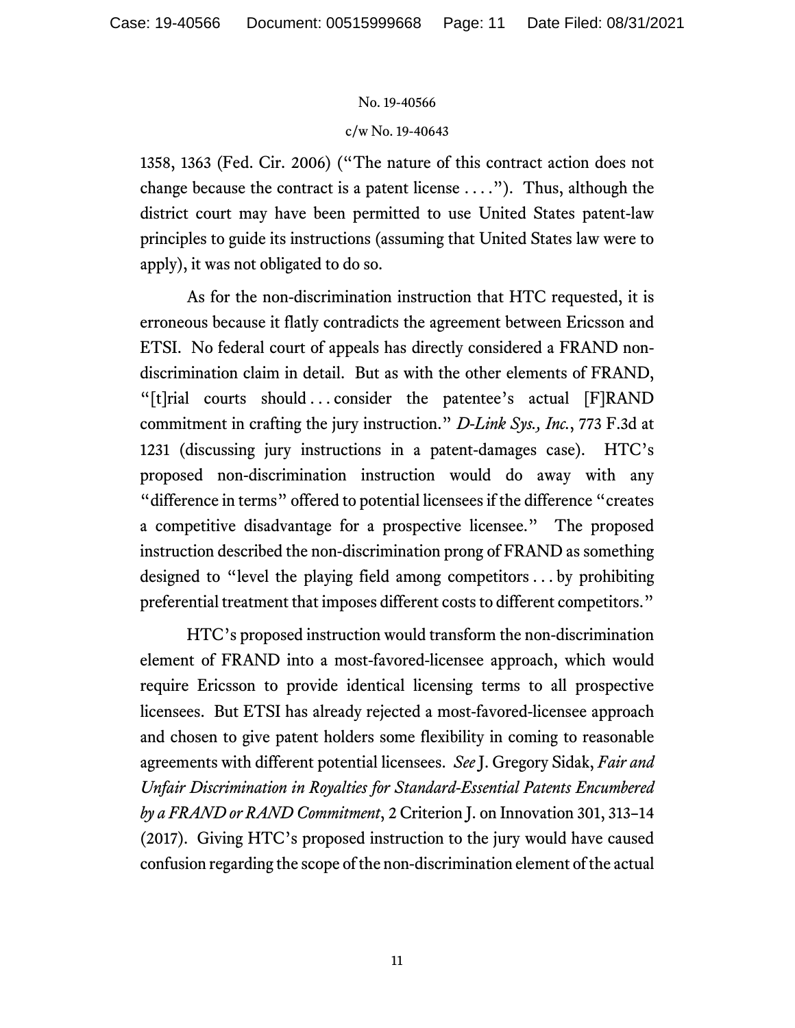1358, 1363 (Fed. Cir. 2006) ("The nature of this contract action does not change because the contract is a patent license . . . ."). Thus, although the district court may have been permitted to use United States patent-law principles to guide its instructions (assuming that United States law were to apply), it was not obligated to do so.

As for the non-discrimination instruction that HTC requested, it is erroneous because it flatly contradicts the agreement between Ericsson and ETSI. No federal court of appeals has directly considered a FRAND non-discrimination claim in detail. But as with the other elements of FRAND, "[t]rial courts should . . . consider the patentee's actual [F]RAND commitment in crafting the jury instruction." *D-Link Sys., Inc.*, 773 F.3d at 1231 (discussing jury instructions in a patent-damages case). HTC's proposed non-discrimination instruction would do away with any "difference in terms" offered to potential licensees if the difference "creates a competitive disadvantage for a prospective licensee." The proposed instruction described the non-discrimination prong of FRAND as something designed to "level the playing field among competitors . . . by prohibiting preferential treatment that imposes different costs to different competitors."

HTC's proposed instruction would transform the non-discrimination element of FRAND into a most-favored-licensee approach, which would require Ericsson to provide identical licensing terms to all prospective licensees. But ETSI has already rejected a most-favored-licensee approach and chosen to give patent holders some flexibility in coming to reasonable agreements with different potential licensees. *See* J. Gregory Sidak, *Fair and Unfair Discrimination in Royalties for Standard-Essential Patents Encumbered by a FRAND or RAND Commitment*, 2 Criterion J. on Innovation 301, 313–14 (2017). Giving HTC's proposed instruction to the jury would have caused confusion regarding the scope of the non-discrimination element of the actual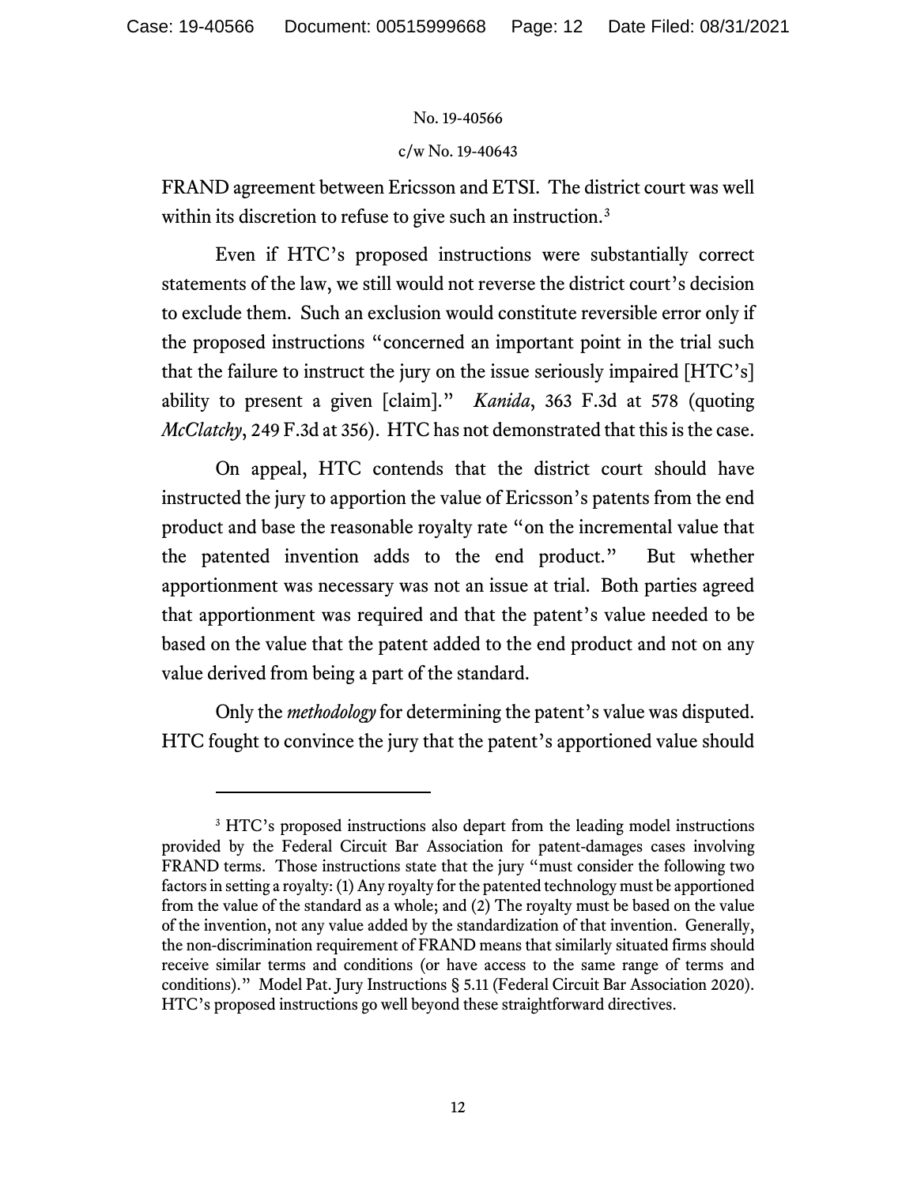FRAND agreement between Ericsson and ETSI. The district court was well within its discretion to refuse to give such an instruction.[3]

Even if HTC's proposed instructions were substantially correct statements of the law, we still would not reverse the district court's decision to exclude them. Such an exclusion would constitute reversible error only if the proposed instructions "concerned an important point in the trial such that the failure to instruct the jury on the issue seriously impaired [HTC's] ability to present a given [claim]." *Kanida*, 363 F.3d at 578 (quoting *McClatchy*, 249 F.3d at 356). HTC has not demonstrated that this is the case.

On appeal, HTC contends that the district court should have instructed the jury to apportion the value of Ericsson's patents from the end product and base the reasonable royalty rate "on the incremental value that the patented invention adds to the end product." But whether apportionment was necessary was not an issue at trial. Both parties agreed that apportionment was required and that the patent's value needed to be based on the value that the patent added to the end product and not on any value derived from being a part of the standard.

Only the *methodology* for determining the patent's value was disputed. HTC fought to convince the jury that the patent's apportioned value should

---

[3] HTC's proposed instructions also depart from the leading model instructions provided by the Federal Circuit Bar Association for patent-damages cases involving FRAND terms. Those instructions state that the jury "must consider the following two factors in setting a royalty: (1) Any royalty for the patented technology must be apportioned from the value of the standard as a whole; and (2) The royalty must be based on the value of the invention, not any value added by the standardization of that invention. Generally, the non-discrimination requirement of FRAND means that similarly situated firms should receive similar terms and conditions (or have access to the same range of terms and conditions)." Model Pat. Jury Instructions § 5.11 (Federal Circuit Bar Association 2020). HTC's proposed instructions go well beyond these straightforward directives.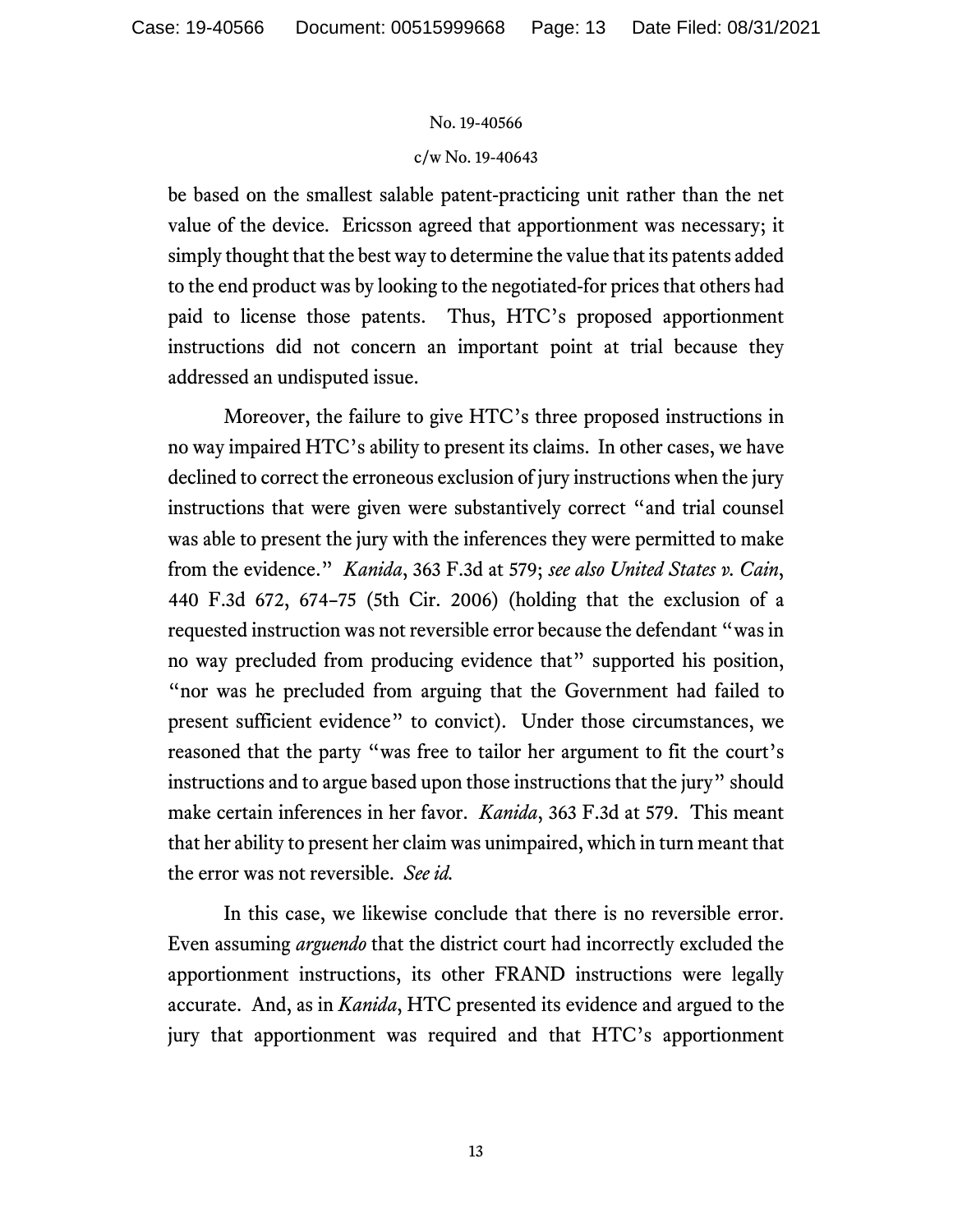be based on the smallest salable patent-practicing unit rather than the net value of the device. Ericsson agreed that apportionment was necessary; it simply thought that the best way to determine the value that its patents added to the end product was by looking to the negotiated-for prices that others had paid to license those patents. Thus, HTC's proposed apportionment instructions did not concern an important point at trial because they addressed an undisputed issue.

Moreover, the failure to give HTC's three proposed instructions in no way impaired HTC's ability to present its claims. In other cases, we have declined to correct the erroneous exclusion of jury instructions when the jury instructions that were given were substantively correct "and trial counsel was able to present the jury with the inferences they were permitted to make from the evidence." *Kanida*, 363 F.3d at 579; *see also United States v. Cain*, 440 F.3d 672, 674–75 (5th Cir. 2006) (holding that the exclusion of a requested instruction was not reversible error because the defendant "was in no way precluded from producing evidence that" supported his position, "nor was he precluded from arguing that the Government had failed to present sufficient evidence" to convict). Under those circumstances, we reasoned that the party "was free to tailor her argument to fit the court's instructions and to argue based upon those instructions that the jury" should make certain inferences in her favor. *Kanida*, 363 F.3d at 579. This meant that her ability to present her claim was unimpaired, which in turn meant that the error was not reversible. *See id.*

In this case, we likewise conclude that there is no reversible error. Even assuming *arguendo* that the district court had incorrectly excluded the apportionment instructions, its other FRAND instructions were legally accurate. And, as in *Kanida*, HTC presented its evidence and argued to the jury that apportionment was required and that HTC's apportionment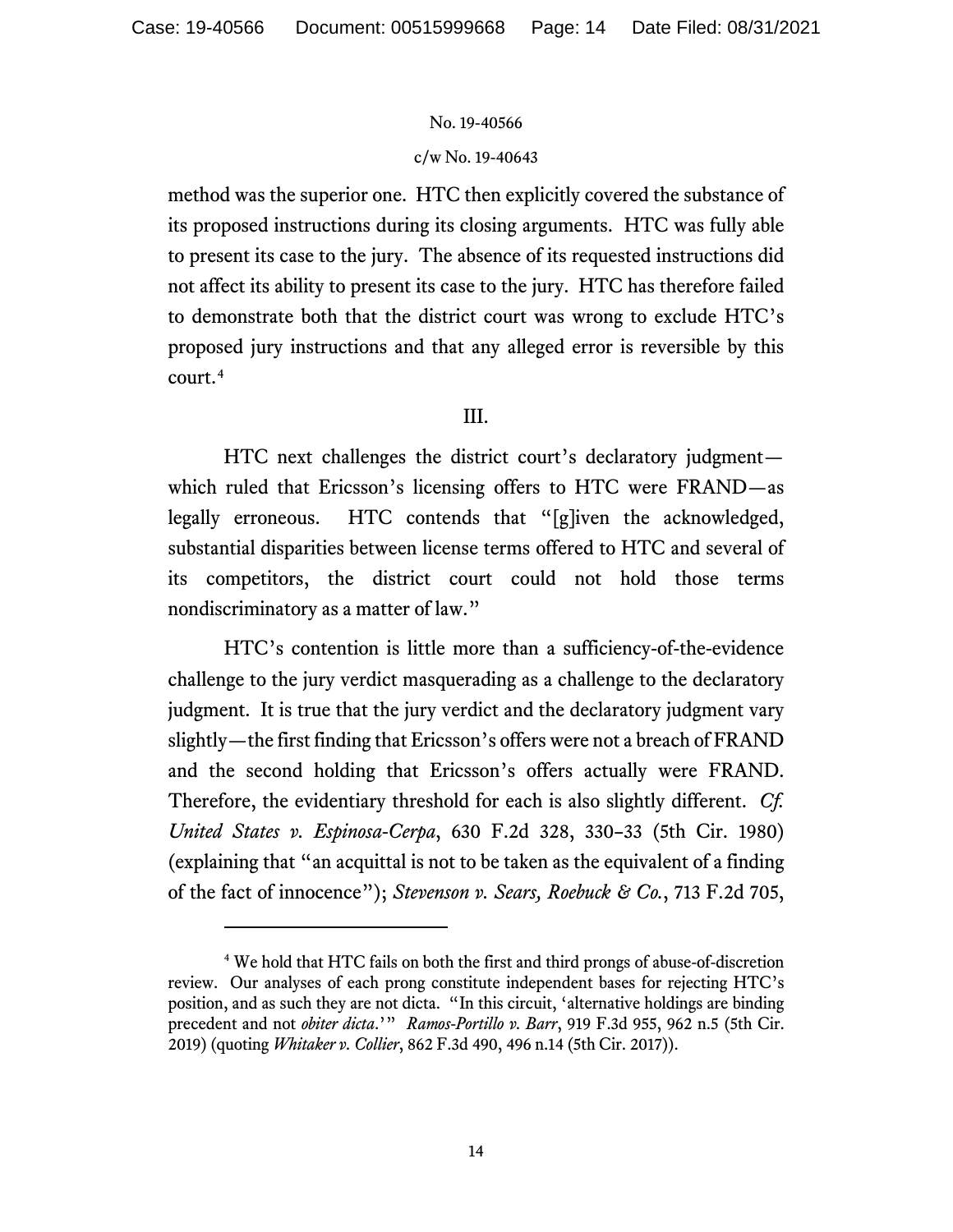method was the superior one. HTC then explicitly covered the substance of its proposed instructions during its closing arguments. HTC was fully able to present its case to the jury. The absence of its requested instructions did not affect its ability to present its case to the jury. HTC has therefore failed to demonstrate both that the district court was wrong to exclude HTC's proposed jury instructions and that any alleged error is reversible by this court.[4]

## III.

HTC next challenges the district court's declaratory judgment—which ruled that Ericsson's licensing offers to HTC were FRAND—as legally erroneous. HTC contends that "[g]iven the acknowledged, substantial disparities between license terms offered to HTC and several of its competitors, the district court could not hold those terms nondiscriminatory as a matter of law."

HTC's contention is little more than a sufficiency-of-the-evidence challenge to the jury verdict masquerading as a challenge to the declaratory judgment. It is true that the jury verdict and the declaratory judgment vary slightly—the first finding that Ericsson's offers were not a breach of FRAND and the second holding that Ericsson's offers actually were FRAND. Therefore, the evidentiary threshold for each is also slightly different. *Cf. United States v. Espinosa-Cerpa*, 630 F.2d 328, 330–33 (5th Cir. 1980) (explaining that "an acquittal is not to be taken as the equivalent of a finding of the fact of innocence"); *Stevenson v. Sears, Roebuck & Co.*, 713 F.2d 705,

---

[4] We hold that HTC fails on both the first and third prongs of abuse-of-discretion review. Our analyses of each prong constitute independent bases for rejecting HTC's position, and as such they are not dicta. "In this circuit, 'alternative holdings are binding precedent and not *obiter dicta*.'" *Ramos-Portillo v. Barr*, 919 F.3d 955, 962 n.5 (5th Cir. 2019) (quoting *Whitaker v. Collier*, 862 F.3d 490, 496 n.14 (5th Cir. 2017)).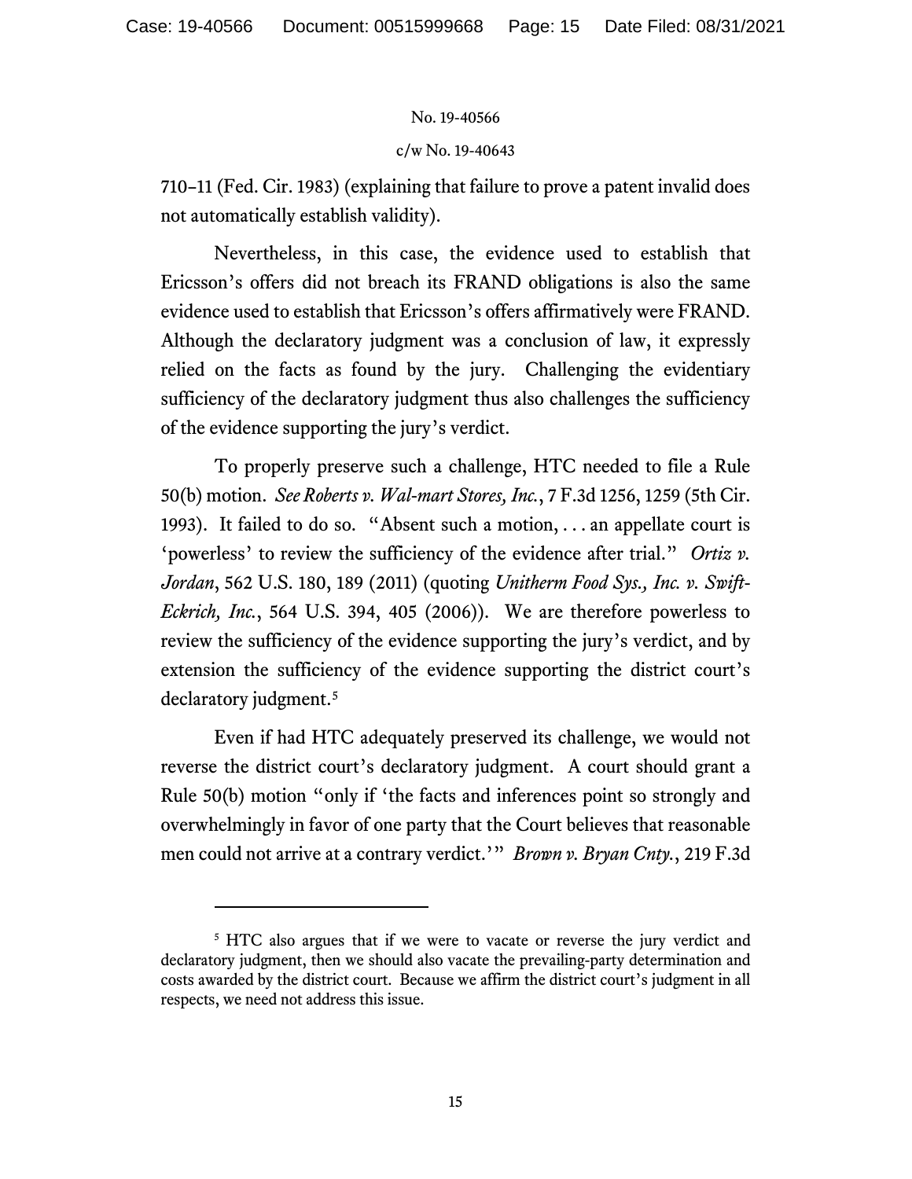710–11 (Fed. Cir. 1983) (explaining that failure to prove a patent invalid does not automatically establish validity).

Nevertheless, in this case, the evidence used to establish that Ericsson's offers did not breach its FRAND obligations is also the same evidence used to establish that Ericsson's offers affirmatively were FRAND. Although the declaratory judgment was a conclusion of law, it expressly relied on the facts as found by the jury. Challenging the evidentiary sufficiency of the declaratory judgment thus also challenges the sufficiency of the evidence supporting the jury's verdict.

To properly preserve such a challenge, HTC needed to file a Rule 50(b) motion. *See Roberts v. Wal-mart Stores, Inc.*, 7 F.3d 1256, 1259 (5th Cir. 1993). It failed to do so. "Absent such a motion, . . . an appellate court is 'powerless' to review the sufficiency of the evidence after trial." *Ortiz v. Jordan*, 562 U.S. 180, 189 (2011) (quoting *Unitherm Food Sys., Inc. v. Swift-Eckrich, Inc.*, 564 U.S. 394, 405 (2006)). We are therefore powerless to review the sufficiency of the evidence supporting the jury's verdict, and by extension the sufficiency of the evidence supporting the district court's declaratory judgment.[5]

Even if had HTC adequately preserved its challenge, we would not reverse the district court's declaratory judgment. A court should grant a Rule 50(b) motion "only if 'the facts and inferences point so strongly and overwhelmingly in favor of one party that the Court believes that reasonable men could not arrive at a contrary verdict.'" *Brown v. Bryan Cnty.*, 219 F.3d

---

[5] HTC also argues that if we were to vacate or reverse the jury verdict and declaratory judgment, then we should also vacate the prevailing-party determination and costs awarded by the district court. Because we affirm the district court's judgment in all respects, we need not address this issue.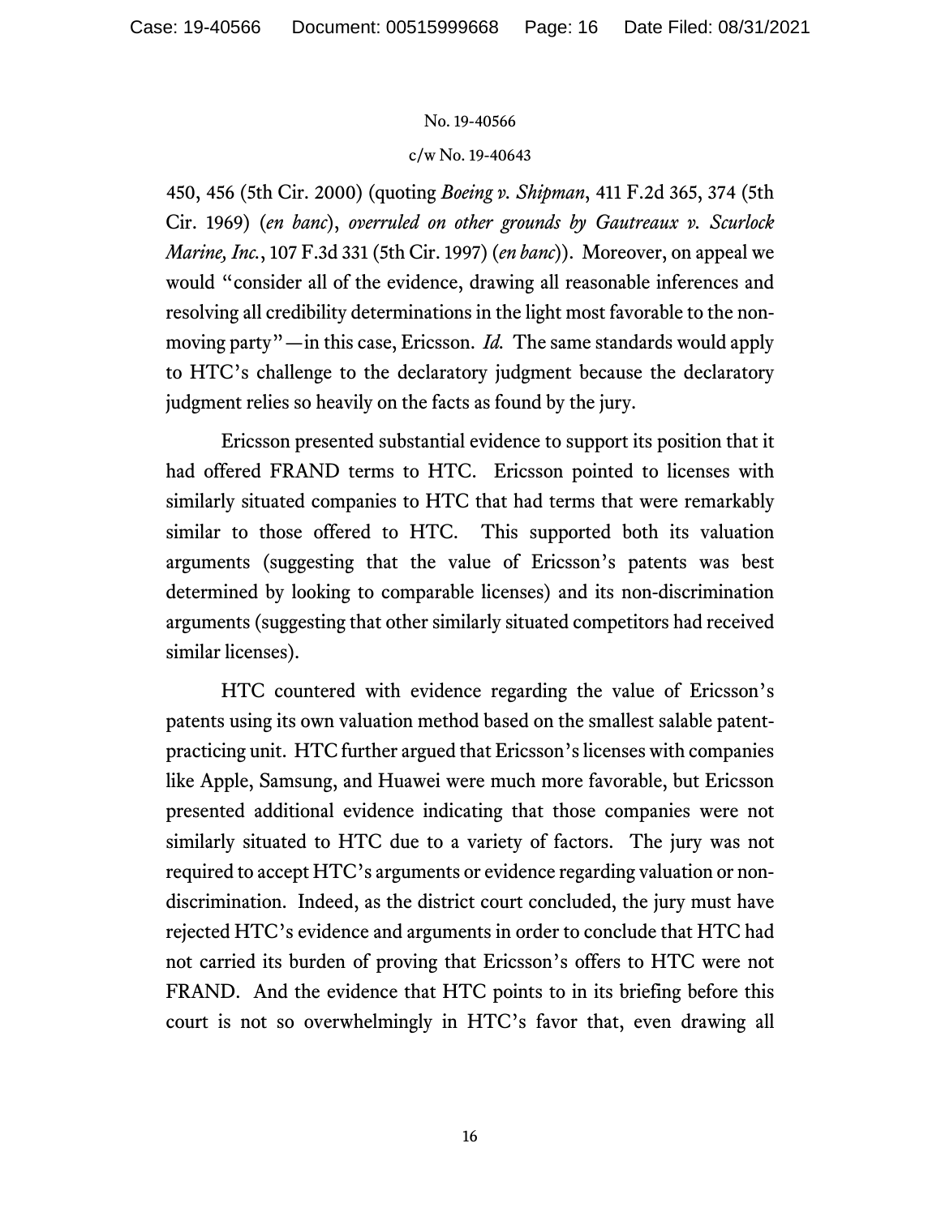450, 456 (5th Cir. 2000) (quoting *Boeing v. Shipman*, 411 F.2d 365, 374 (5th Cir. 1969) (*en banc*), *overruled on other grounds by Gautreaux v. Scurlock Marine, Inc.*, 107 F.3d 331 (5th Cir. 1997) (*en banc*)). Moreover, on appeal we would "consider all of the evidence, drawing all reasonable inferences and resolving all credibility determinations in the light most favorable to the non-moving party"—in this case, Ericsson. *Id.* The same standards would apply to HTC's challenge to the declaratory judgment because the declaratory judgment relies so heavily on the facts as found by the jury.

Ericsson presented substantial evidence to support its position that it had offered FRAND terms to HTC. Ericsson pointed to licenses with similarly situated companies to HTC that had terms that were remarkably similar to those offered to HTC. This supported both its valuation arguments (suggesting that the value of Ericsson's patents was best determined by looking to comparable licenses) and its non-discrimination arguments (suggesting that other similarly situated competitors had received similar licenses).

HTC countered with evidence regarding the value of Ericsson's patents using its own valuation method based on the smallest salable patent-practicing unit. HTC further argued that Ericsson's licenses with companies like Apple, Samsung, and Huawei were much more favorable, but Ericsson presented additional evidence indicating that those companies were not similarly situated to HTC due to a variety of factors. The jury was not required to accept HTC's arguments or evidence regarding valuation or non-discrimination. Indeed, as the district court concluded, the jury must have rejected HTC's evidence and arguments in order to conclude that HTC had not carried its burden of proving that Ericsson's offers to HTC were not FRAND. And the evidence that HTC points to in its briefing before this court is not so overwhelmingly in HTC's favor that, even drawing all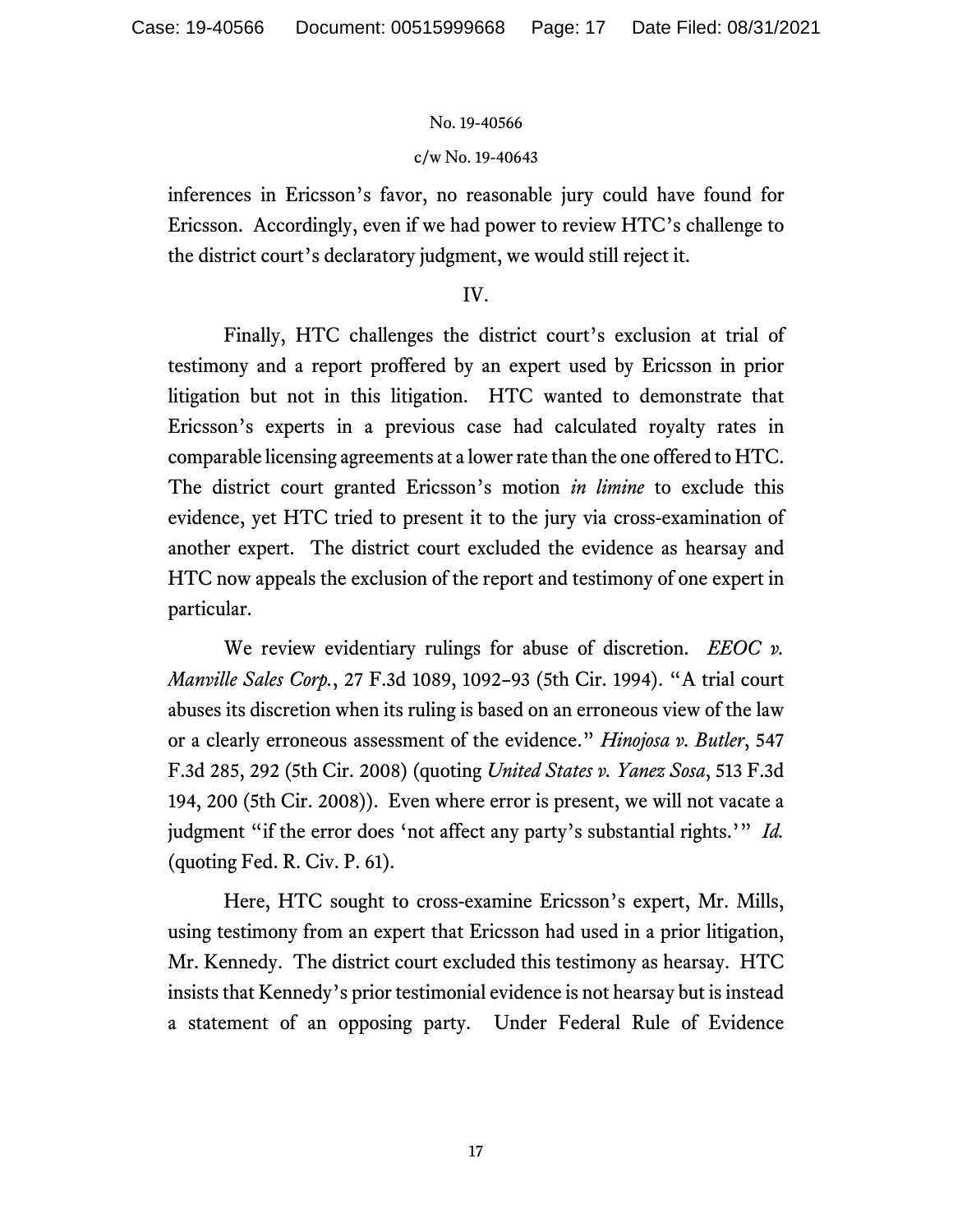inferences in Ericsson's favor, no reasonable jury could have found for Ericsson. Accordingly, even if we had power to review HTC's challenge to the district court's declaratory judgment, we would still reject it.

## IV.

Finally, HTC challenges the district court's exclusion at trial of testimony and a report proffered by an expert used by Ericsson in prior litigation but not in this litigation. HTC wanted to demonstrate that Ericsson's experts in a previous case had calculated royalty rates in comparable licensing agreements at a lower rate than the one offered to HTC. The district court granted Ericsson's motion *in limine* to exclude this evidence, yet HTC tried to present it to the jury via cross-examination of another expert. The district court excluded the evidence as hearsay and HTC now appeals the exclusion of the report and testimony of one expert in particular.

We review evidentiary rulings for abuse of discretion. *EEOC v. Manville Sales Corp.*, 27 F.3d 1089, 1092–93 (5th Cir. 1994). "A trial court abuses its discretion when its ruling is based on an erroneous view of the law or a clearly erroneous assessment of the evidence." *Hinojosa v. Butler*, 547 F.3d 285, 292 (5th Cir. 2008) (quoting *United States v. Yanez Sosa*, 513 F.3d 194, 200 (5th Cir. 2008)). Even where error is present, we will not vacate a judgment "if the error does 'not affect any party's substantial rights.'" *Id.* (quoting Fed. R. Civ. P. 61).

Here, HTC sought to cross-examine Ericsson's expert, Mr. Mills, using testimony from an expert that Ericsson had used in a prior litigation, Mr. Kennedy. The district court excluded this testimony as hearsay. HTC insists that Kennedy's prior testimonial evidence is not hearsay but is instead a statement of an opposing party. Under Federal Rule of Evidence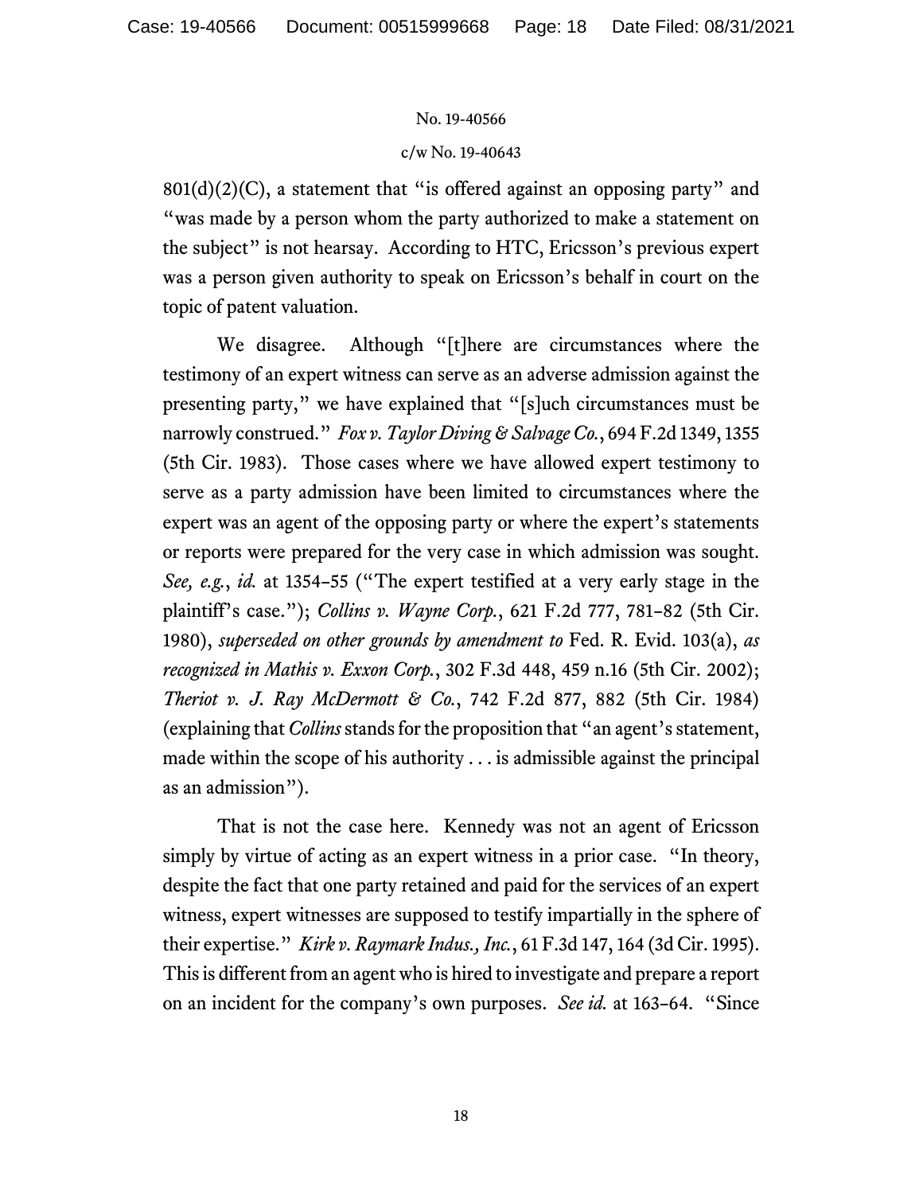801(d)(2)(C), a statement that "is offered against an opposing party" and "was made by a person whom the party authorized to make a statement on the subject" is not hearsay. According to HTC, Ericsson's previous expert was a person given authority to speak on Ericsson's behalf in court on the topic of patent valuation.

We disagree. Although "[t]here are circumstances where the testimony of an expert witness can serve as an adverse admission against the presenting party," we have explained that "[s]uch circumstances must be narrowly construed." *Fox v. Taylor Diving & Salvage Co.*, 694 F.2d 1349, 1355 (5th Cir. 1983). Those cases where we have allowed expert testimony to serve as a party admission have been limited to circumstances where the expert was an agent of the opposing party or where the expert's statements or reports were prepared for the very case in which admission was sought. *See, e.g.*, *id.* at 1354–55 ("The expert testified at a very early stage in the plaintiff's case."); *Collins v. Wayne Corp.*, 621 F.2d 777, 781–82 (5th Cir. 1980), *superseded on other grounds by amendment to* Fed. R. Evid. 103(a), *as recognized in Mathis v. Exxon Corp.*, 302 F.3d 448, 459 n.16 (5th Cir. 2002); *Theriot v. J. Ray McDermott & Co.*, 742 F.2d 877, 882 (5th Cir. 1984) (explaining that *Collins* stands for the proposition that "an agent's statement, made within the scope of his authority . . . is admissible against the principal as an admission").

That is not the case here. Kennedy was not an agent of Ericsson simply by virtue of acting as an expert witness in a prior case. "In theory, despite the fact that one party retained and paid for the services of an expert witness, expert witnesses are supposed to testify impartially in the sphere of their expertise." *Kirk v. Raymark Indus., Inc.*, 61 F.3d 147, 164 (3d Cir. 1995). This is different from an agent who is hired to investigate and prepare a report on an incident for the company's own purposes. *See id.* at 163–64. "Since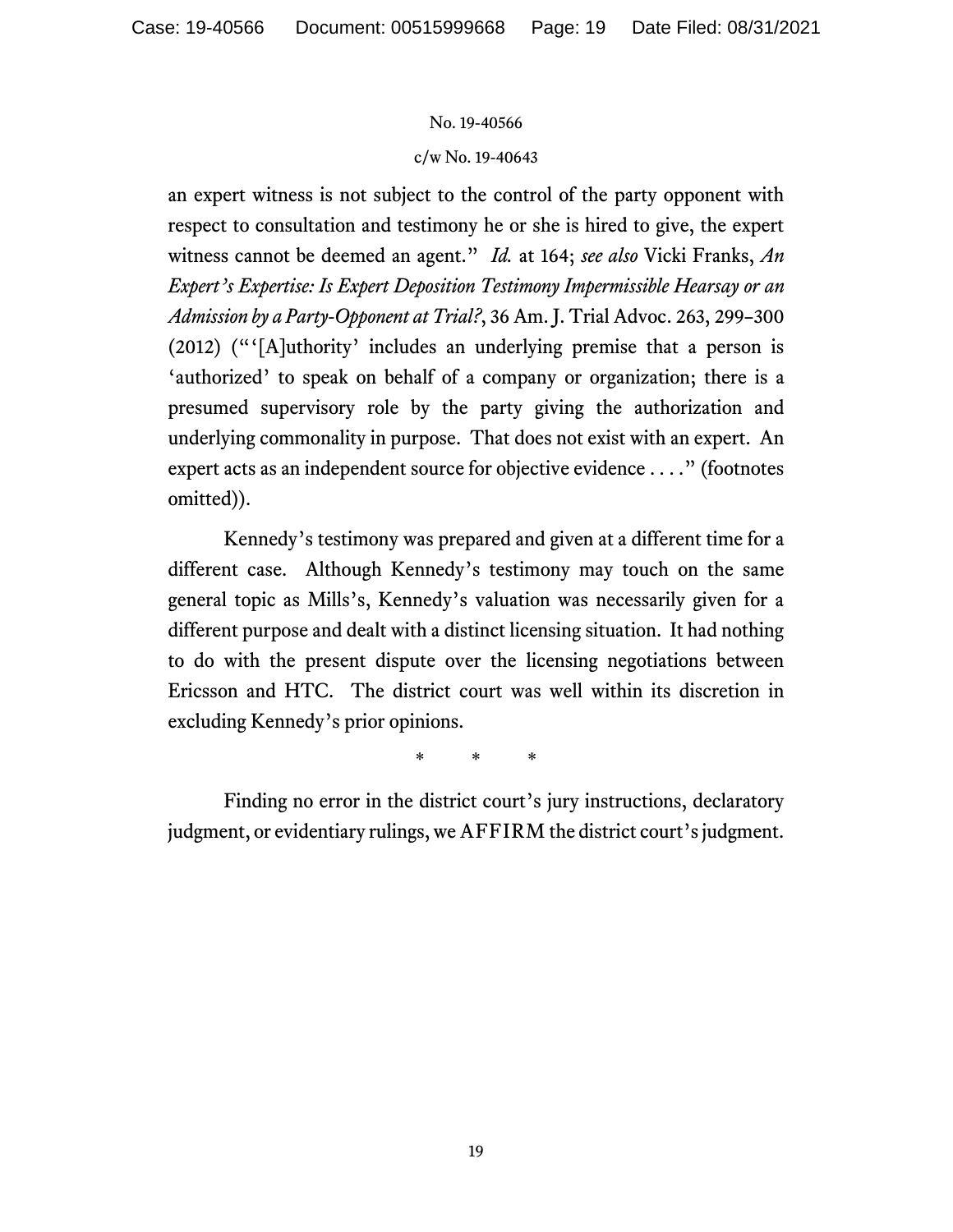an expert witness is not subject to the control of the party opponent with respect to consultation and testimony he or she is hired to give, the expert witness cannot be deemed an agent." *Id.* at 164; *see also* Vicki Franks, *An Expert's Expertise: Is Expert Deposition Testimony Impermissible Hearsay or an Admission by a Party-Opponent at Trial?*, 36 Am. J. Trial Advoc. 263, 299–300 (2012) ("'[A]uthority' includes an underlying premise that a person is 'authorized' to speak on behalf of a company or organization; there is a presumed supervisory role by the party giving the authorization and underlying commonality in purpose. That does not exist with an expert. An expert acts as an independent source for objective evidence . . . ." (footnotes omitted)).

Kennedy's testimony was prepared and given at a different time for a different case. Although Kennedy's testimony may touch on the same general topic as Mills's, Kennedy's valuation was necessarily given for a different purpose and dealt with a distinct licensing situation. It had nothing to do with the present dispute over the licensing negotiations between Ericsson and HTC. The district court was well within its discretion in excluding Kennedy's prior opinions.

\* \* \*

Finding no error in the district court's jury instructions, declaratory judgment, or evidentiary rulings, we AFFIRM the district court's judgment.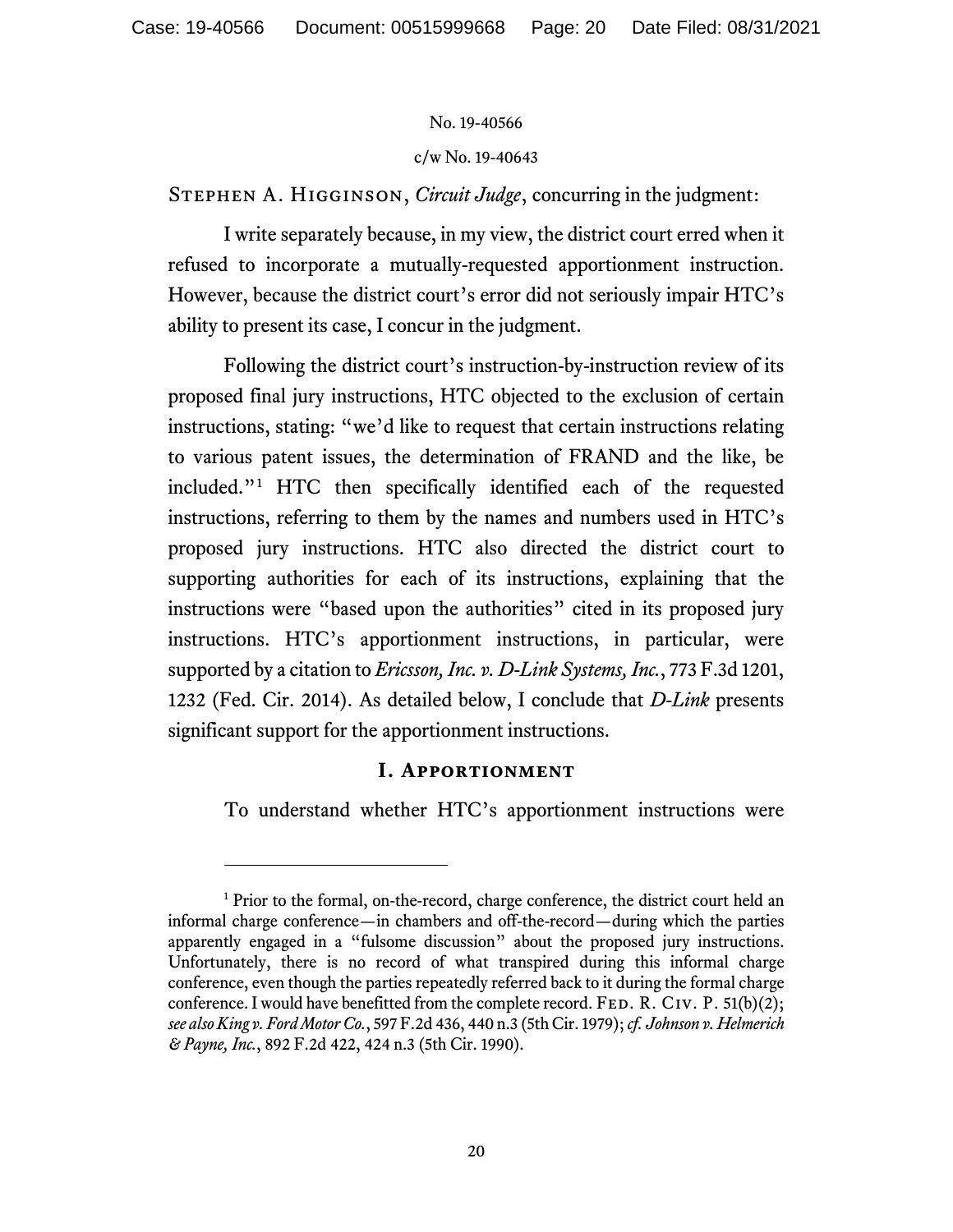No. 19-40566

c/w No. 19-40643

Stephen A. Higginson, *Circuit Judge*, concurring in the judgment:

I write separately because, in my view, the district court erred when it refused to incorporate a mutually-requested apportionment instruction. However, because the district court's error did not seriously impair HTC's ability to present its case, I concur in the judgment.

Following the district court's instruction-by-instruction review of its proposed final jury instructions, HTC objected to the exclusion of certain instructions, stating: "we'd like to request that certain instructions relating to various patent issues, the determination of FRAND and the like, be included."[1] HTC then specifically identified each of the requested instructions, referring to them by the names and numbers used in HTC's proposed jury instructions. HTC also directed the district court to supporting authorities for each of its instructions, explaining that the instructions were "based upon the authorities" cited in its proposed jury instructions. HTC's apportionment instructions, in particular, were supported by a citation to *Ericsson, Inc. v. D-Link Systems, Inc.*, 773 F.3d 1201, 1232 (Fed. Cir. 2014). As detailed below, I conclude that *D-Link* presents significant support for the apportionment instructions.

## I. Apportionment

To understand whether HTC's apportionment instructions were

---

[1] Prior to the formal, on-the-record, charge conference, the district court held an informal charge conference—in chambers and off-the-record—during which the parties apparently engaged in a "fulsome discussion" about the proposed jury instructions. Unfortunately, there is no record of what transpired during this informal charge conference, even though the parties repeatedly referred back to it during the formal charge conference. I would have benefitted from the complete record. Fed. R. Civ. P. 51(b)(2); *see also King v. Ford Motor Co.*, 597 F.2d 436, 440 n.3 (5th Cir. 1979); *cf. Johnson v. Helmerich & Payne, Inc.*, 892 F.2d 422, 424 n.3 (5th Cir. 1990).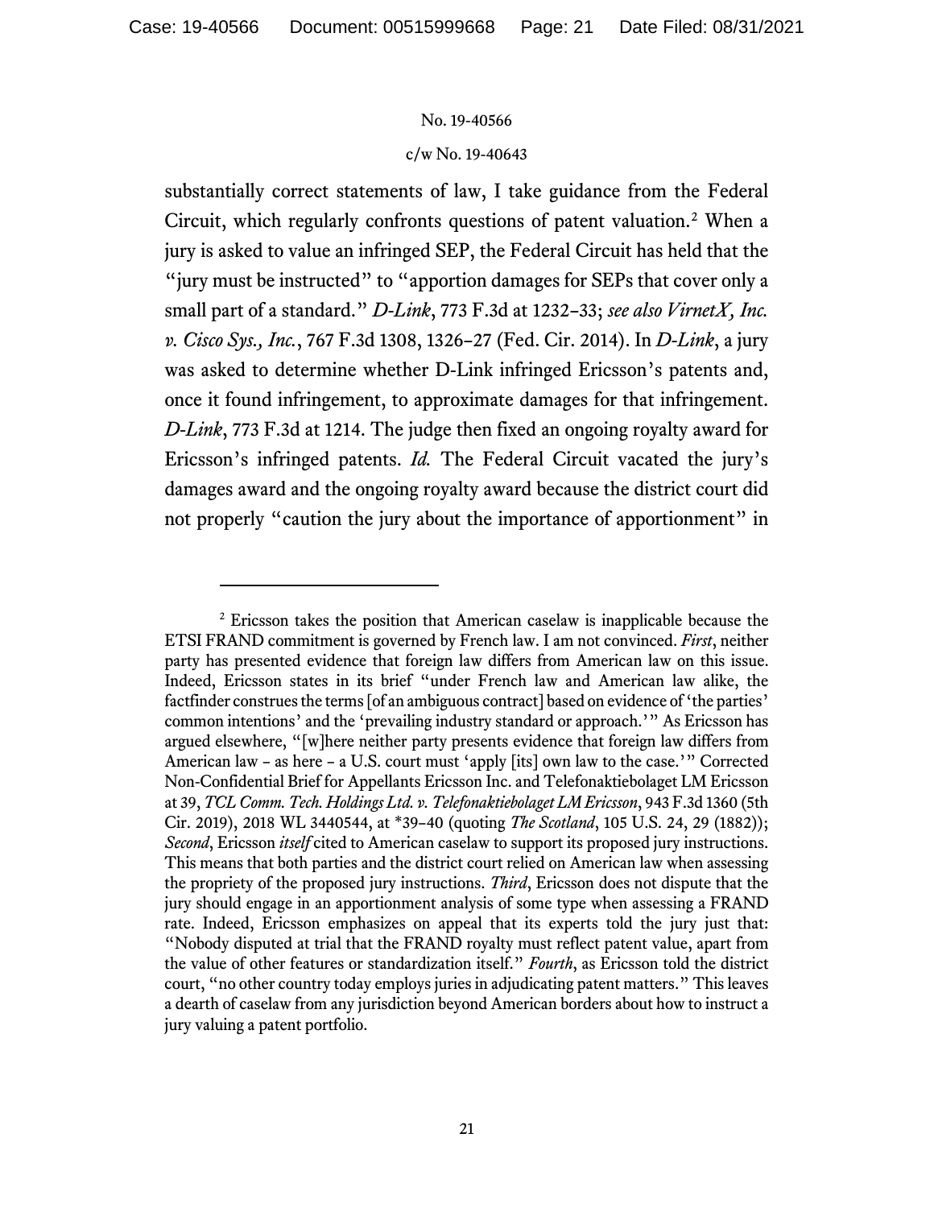substantially correct statements of law, I take guidance from the Federal Circuit, which regularly confronts questions of patent valuation.[2] When a jury is asked to value an infringed SEP, the Federal Circuit has held that the "jury must be instructed" to "apportion damages for SEPs that cover only a small part of a standard." *D-Link*, 773 F.3d at 1232–33; *see also VirnetX, Inc. v. Cisco Sys., Inc.*, 767 F.3d 1308, 1326–27 (Fed. Cir. 2014). In *D-Link*, a jury was asked to determine whether D-Link infringed Ericsson's patents and, once it found infringement, to approximate damages for that infringement. *D-Link*, 773 F.3d at 1214. The judge then fixed an ongoing royalty award for Ericsson's infringed patents. *Id.* The Federal Circuit vacated the jury's damages award and the ongoing royalty award because the district court did not properly "caution the jury about the importance of apportionment" in

---

[2] Ericsson takes the position that American caselaw is inapplicable because the ETSI FRAND commitment is governed by French law. I am not convinced. *First*, neither party has presented evidence that foreign law differs from American law on this issue. Indeed, Ericsson states in its brief "under French law and American law alike, the factfinder construes the terms [of an ambiguous contract] based on evidence of 'the parties' common intentions' and the 'prevailing industry standard or approach.'" As Ericsson has argued elsewhere, "[w]here neither party presents evidence that foreign law differs from American law – as here – a U.S. court must 'apply [its] own law to the case.'" Corrected Non-Confidential Brief for Appellants Ericsson Inc. and Telefonaktiebolaget LM Ericsson at 39, *TCL Comm. Tech. Holdings Ltd. v. Telefonaktiebolaget LM Ericsson*, 943 F.3d 1360 (5th Cir. 2019), 2018 WL 3440544, at *39–40 (quoting *The Scotland*, 105 U.S. 24, 29 (1882)); *Second*, Ericsson *itself* cited to American caselaw to support its proposed jury instructions. This means that both parties and the district court relied on American law when assessing the propriety of the proposed jury instructions. *Third*, Ericsson does not dispute that the jury should engage in an apportionment analysis of some type when assessing a FRAND rate. Indeed, Ericsson emphasizes on appeal that its experts told the jury just that: "Nobody disputed at trial that the FRAND royalty must reflect patent value, apart from the value of other features or standardization itself." *Fourth*, as Ericsson told the district court, "no other country today employs juries in adjudicating patent matters." This leaves a dearth of caselaw from any jurisdiction beyond American borders about how to instruct a jury valuing a patent portfolio.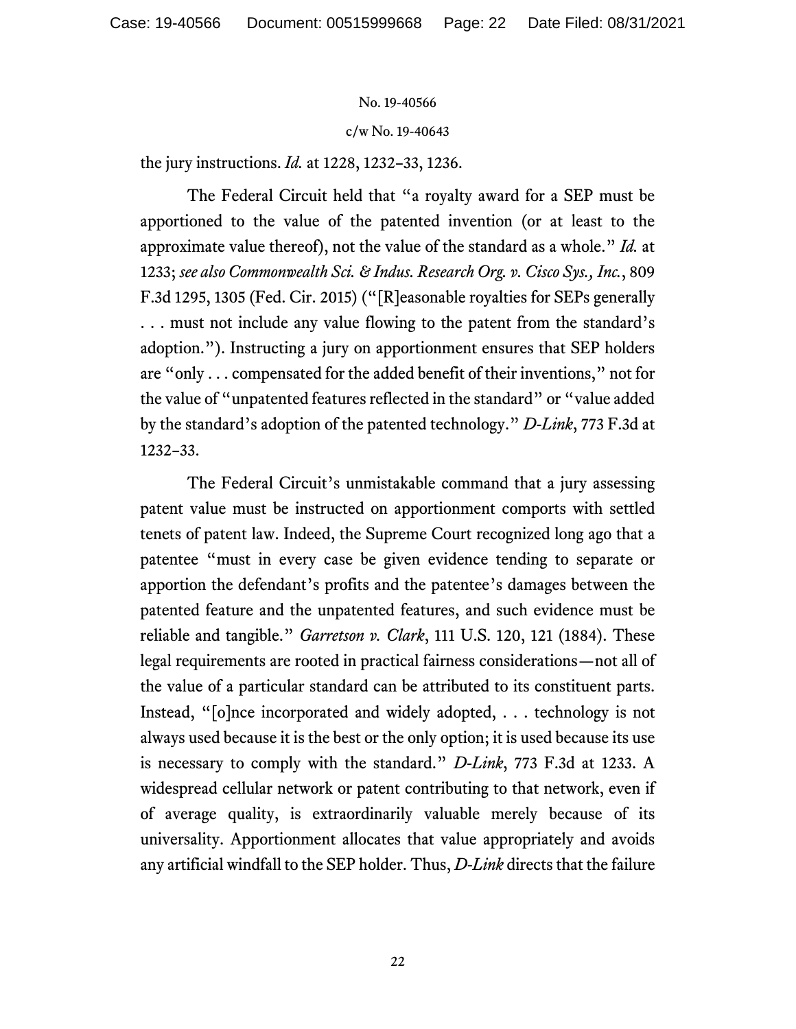the jury instructions. *Id.* at 1228, 1232–33, 1236.

The Federal Circuit held that "a royalty award for a SEP must be apportioned to the value of the patented invention (or at least to the approximate value thereof), not the value of the standard as a whole." *Id.* at 1233; *see also Commonwealth Sci. & Indus. Research Org. v. Cisco Sys., Inc.*, 809 F.3d 1295, 1305 (Fed. Cir. 2015) ("[R]easonable royalties for SEPs generally . . . must not include any value flowing to the patent from the standard's adoption."). Instructing a jury on apportionment ensures that SEP holders are "only . . . compensated for the added benefit of their inventions," not for the value of "unpatented features reflected in the standard" or "value added by the standard's adoption of the patented technology." *D-Link*, 773 F.3d at 1232–33.

The Federal Circuit's unmistakable command that a jury assessing patent value must be instructed on apportionment comports with settled tenets of patent law. Indeed, the Supreme Court recognized long ago that a patentee "must in every case be given evidence tending to separate or apportion the defendant's profits and the patentee's damages between the patented feature and the unpatented features, and such evidence must be reliable and tangible." *Garretson v. Clark*, 111 U.S. 120, 121 (1884). These legal requirements are rooted in practical fairness considerations—not all of the value of a particular standard can be attributed to its constituent parts. Instead, "[o]nce incorporated and widely adopted, . . . technology is not always used because it is the best or the only option; it is used because its use is necessary to comply with the standard." *D-Link*, 773 F.3d at 1233. A widespread cellular network or patent contributing to that network, even if of average quality, is extraordinarily valuable merely because of its universality. Apportionment allocates that value appropriately and avoids any artificial windfall to the SEP holder. Thus, *D-Link* directs that the failure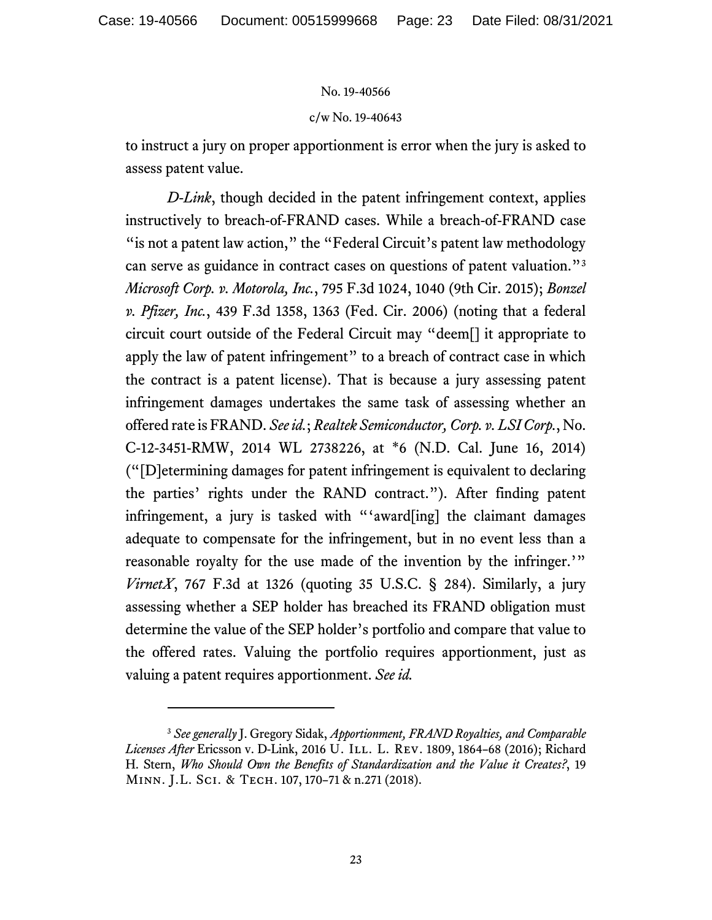to instruct a jury on proper apportionment is error when the jury is asked to assess patent value.

*D-Link*, though decided in the patent infringement context, applies instructively to breach-of-FRAND cases. While a breach-of-FRAND case "is not a patent law action," the "Federal Circuit's patent law methodology can serve as guidance in contract cases on questions of patent valuation."[3] *Microsoft Corp. v. Motorola, Inc.*, 795 F.3d 1024, 1040 (9th Cir. 2015); *Bonzel v. Pfizer, Inc.*, 439 F.3d 1358, 1363 (Fed. Cir. 2006) (noting that a federal circuit court outside of the Federal Circuit may "deem[] it appropriate to apply the law of patent infringement" to a breach of contract case in which the contract is a patent license). That is because a jury assessing patent infringement damages undertakes the same task of assessing whether an offered rate is FRAND. *See id.*; *Realtek Semiconductor, Corp. v. LSI Corp.*, No. C-12-3451-RMW, 2014 WL 2738226, at *6 (N.D. Cal. June 16, 2014) ("[D]etermining damages for patent infringement is equivalent to declaring the parties' rights under the RAND contract."). After finding patent infringement, a jury is tasked with "'award[ing] the claimant damages adequate to compensate for the infringement, but in no event less than a reasonable royalty for the use made of the invention by the infringer.'" *VirnetX*, 767 F.3d at 1326 (quoting 35 U.S.C. § 284). Similarly, a jury assessing whether a SEP holder has breached its FRAND obligation must determine the value of the SEP holder's portfolio and compare that value to the offered rates. Valuing the portfolio requires apportionment, just as valuing a patent requires apportionment. *See id.*

---

[3] *See generally* J. Gregory Sidak, *Apportionment, FRAND Royalties, and Comparable Licenses After* Ericsson v. D-Link, 2016 U. Ill. L. Rev. 1809, 1864–68 (2016); Richard H. Stern, *Who Should Own the Benefits of Standardization and the Value it Creates?*, 19 Minn. J.L. Sci. & Tech. 107, 170–71 & n.271 (2018).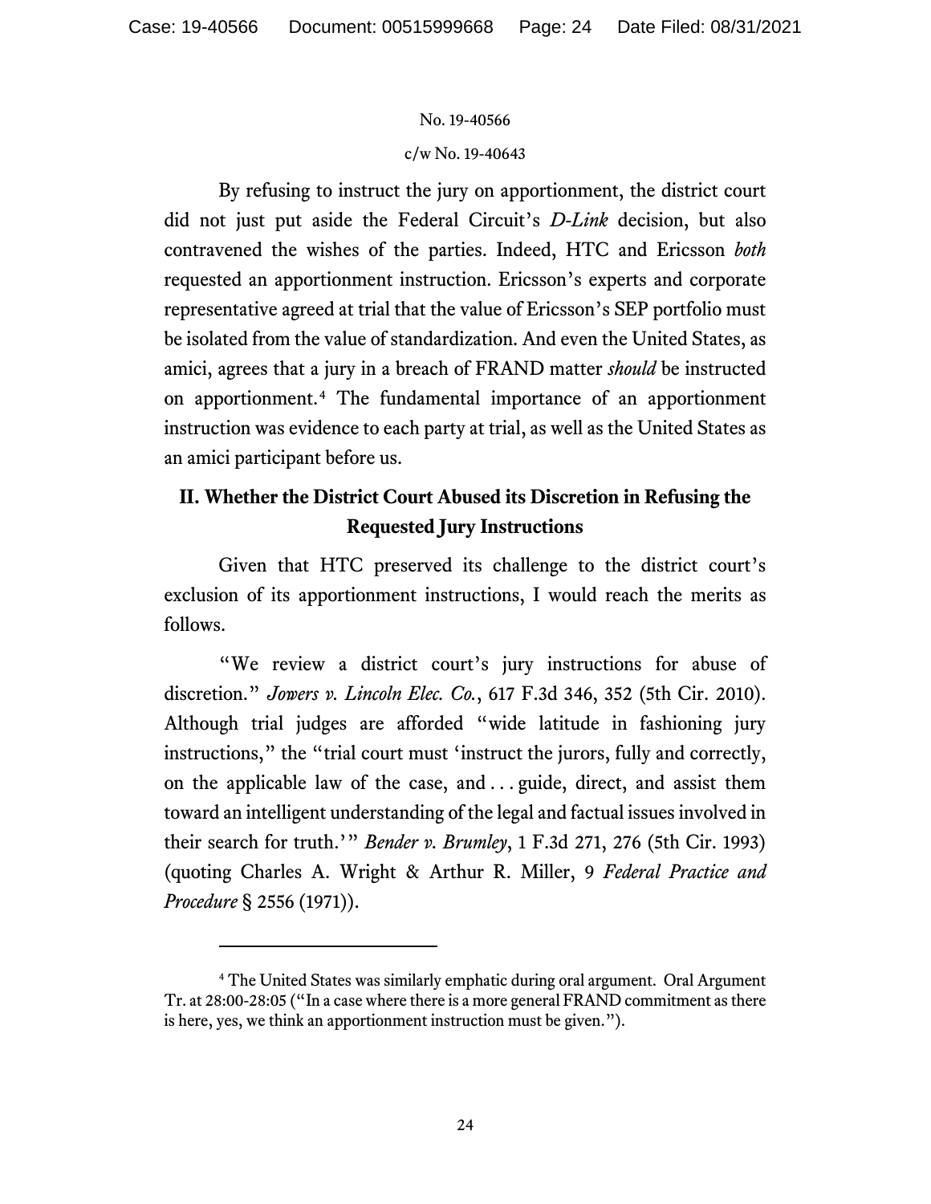By refusing to instruct the jury on apportionment, the district court did not just put aside the Federal Circuit's *D-Link* decision, but also contravened the wishes of the parties. Indeed, HTC and Ericsson *both* requested an apportionment instruction. Ericsson's experts and corporate representative agreed at trial that the value of Ericsson's SEP portfolio must be isolated from the value of standardization. And even the United States, as amici, agrees that a jury in a breach of FRAND matter *should* be instructed on apportionment.[4] The fundamental importance of an apportionment instruction was evidence to each party at trial, as well as the United States as an amici participant before us.

## II. Whether the District Court Abused its Discretion in Refusing the Requested Jury Instructions

Given that HTC preserved its challenge to the district court's exclusion of its apportionment instructions, I would reach the merits as follows.

"We review a district court's jury instructions for abuse of discretion." *Jowers v. Lincoln Elec. Co.*, 617 F.3d 346, 352 (5th Cir. 2010). Although trial judges are afforded "wide latitude in fashioning jury instructions," the "trial court must 'instruct the jurors, fully and correctly, on the applicable law of the case, and . . . guide, direct, and assist them toward an intelligent understanding of the legal and factual issues involved in their search for truth.'" *Bender v. Brumley*, 1 F.3d 271, 276 (5th Cir. 1993) (quoting Charles A. Wright & Arthur R. Miller, 9 *Federal Practice and Procedure* § 2556 (1971)).

---

[4] The United States was similarly emphatic during oral argument. Oral Argument Tr. at 28:00-28:05 ("In a case where there is a more general FRAND commitment as there is here, yes, we think an apportionment instruction must be given.").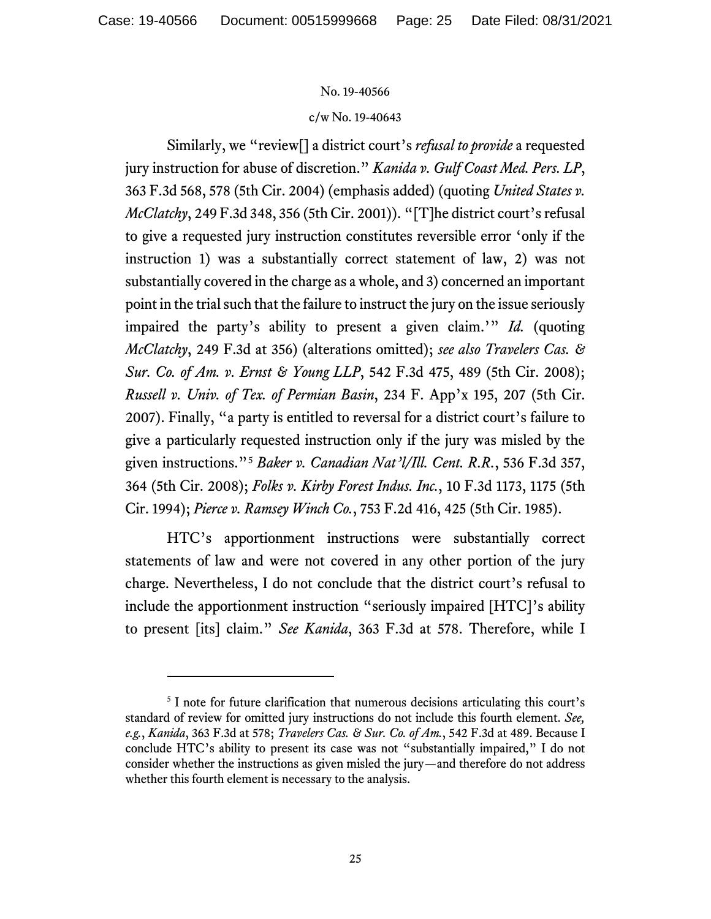Similarly, we "review[] a district court's *refusal to provide* a requested jury instruction for abuse of discretion." *Kanida v. Gulf Coast Med. Pers. LP*, 363 F.3d 568, 578 (5th Cir. 2004) (emphasis added) (quoting *United States v. McClatchy*, 249 F.3d 348, 356 (5th Cir. 2001)). "[T]he district court's refusal to give a requested jury instruction constitutes reversible error 'only if the instruction 1) was a substantially correct statement of law, 2) was not substantially covered in the charge as a whole, and 3) concerned an important point in the trial such that the failure to instruct the jury on the issue seriously impaired the party's ability to present a given claim.'" *Id.* (quoting *McClatchy*, 249 F.3d at 356) (alterations omitted); *see also Travelers Cas. & Sur. Co. of Am. v. Ernst & Young LLP*, 542 F.3d 475, 489 (5th Cir. 2008); *Russell v. Univ. of Tex. of Permian Basin*, 234 F. App'x 195, 207 (5th Cir. 2007). Finally, "a party is entitled to reversal for a district court's failure to give a particularly requested instruction only if the jury was misled by the given instructions."[5] *Baker v. Canadian Nat'l/Ill. Cent. R.R.*, 536 F.3d 357, 364 (5th Cir. 2008); *Folks v. Kirby Forest Indus. Inc.*, 10 F.3d 1173, 1175 (5th Cir. 1994); *Pierce v. Ramsey Winch Co.*, 753 F.2d 416, 425 (5th Cir. 1985).

HTC's apportionment instructions were substantially correct statements of law and were not covered in any other portion of the jury charge. Nevertheless, I do not conclude that the district court's refusal to include the apportionment instruction "seriously impaired [HTC]'s ability to present [its] claim." *See Kanida*, 363 F.3d at 578. Therefore, while I

---

[5] I note for future clarification that numerous decisions articulating this court's standard of review for omitted jury instructions do not include this fourth element. *See, e.g.*, *Kanida*, 363 F.3d at 578; *Travelers Cas. & Sur. Co. of Am.*, 542 F.3d at 489. Because I conclude HTC's ability to present its case was not "substantially impaired," I do not consider whether the instructions as given misled the jury—and therefore do not address whether this fourth element is necessary to the analysis.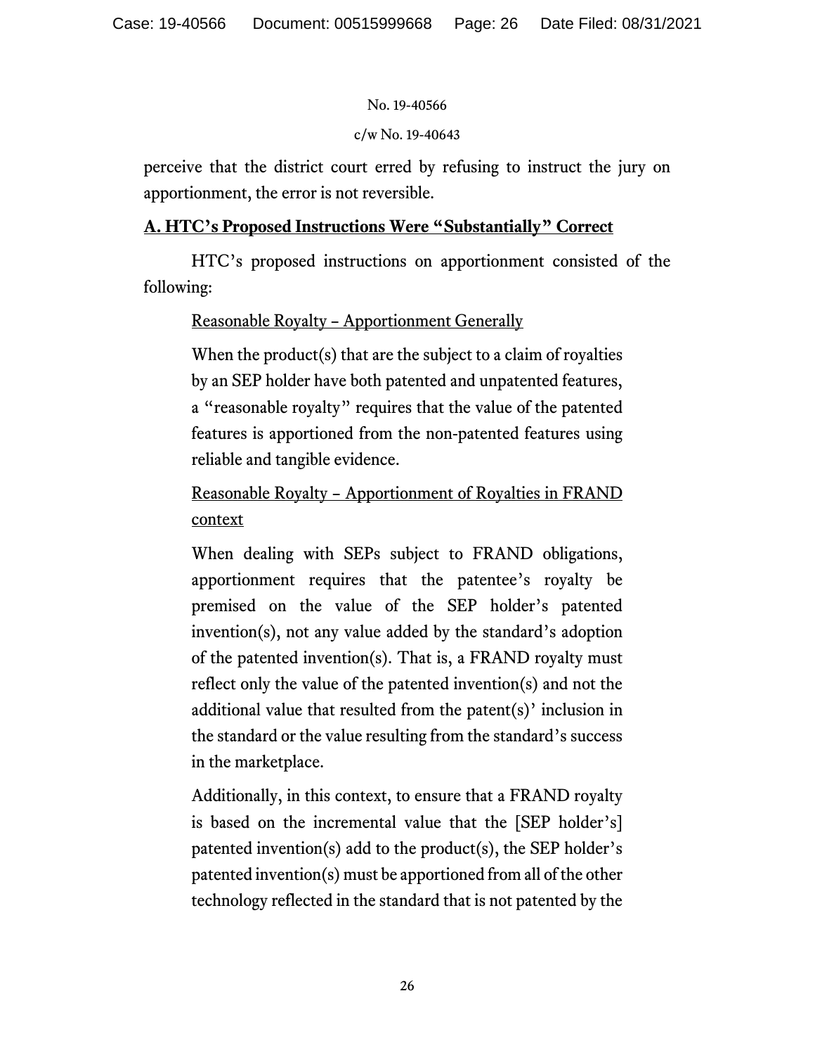perceive that the district court erred by refusing to instruct the jury on apportionment, the error is not reversible.

## A. HTC's Proposed Instructions Were "Substantially" Correct

HTC's proposed instructions on apportionment consisted of the following:

> Reasonable Royalty – Apportionment Generally
>
> When the product(s) that are the subject to a claim of royalties by an SEP holder have both patented and unpatented features, a "reasonable royalty" requires that the value of the patented features is apportioned from the non-patented features using reliable and tangible evidence.
>
> Reasonable Royalty – Apportionment of Royalties in FRAND context
>
> When dealing with SEPs subject to FRAND obligations, apportionment requires that the patentee's royalty be premised on the value of the SEP holder's patented invention(s), not any value added by the standard's adoption of the patented invention(s). That is, a FRAND royalty must reflect only the value of the patented invention(s) and not the additional value that resulted from the patent(s)' inclusion in the standard or the value resulting from the standard's success in the marketplace.
>
> Additionally, in this context, to ensure that a FRAND royalty is based on the incremental value that the [SEP holder's] patented invention(s) add to the product(s), the SEP holder's patented invention(s) must be apportioned from all of the other technology reflected in the standard that is not patented by the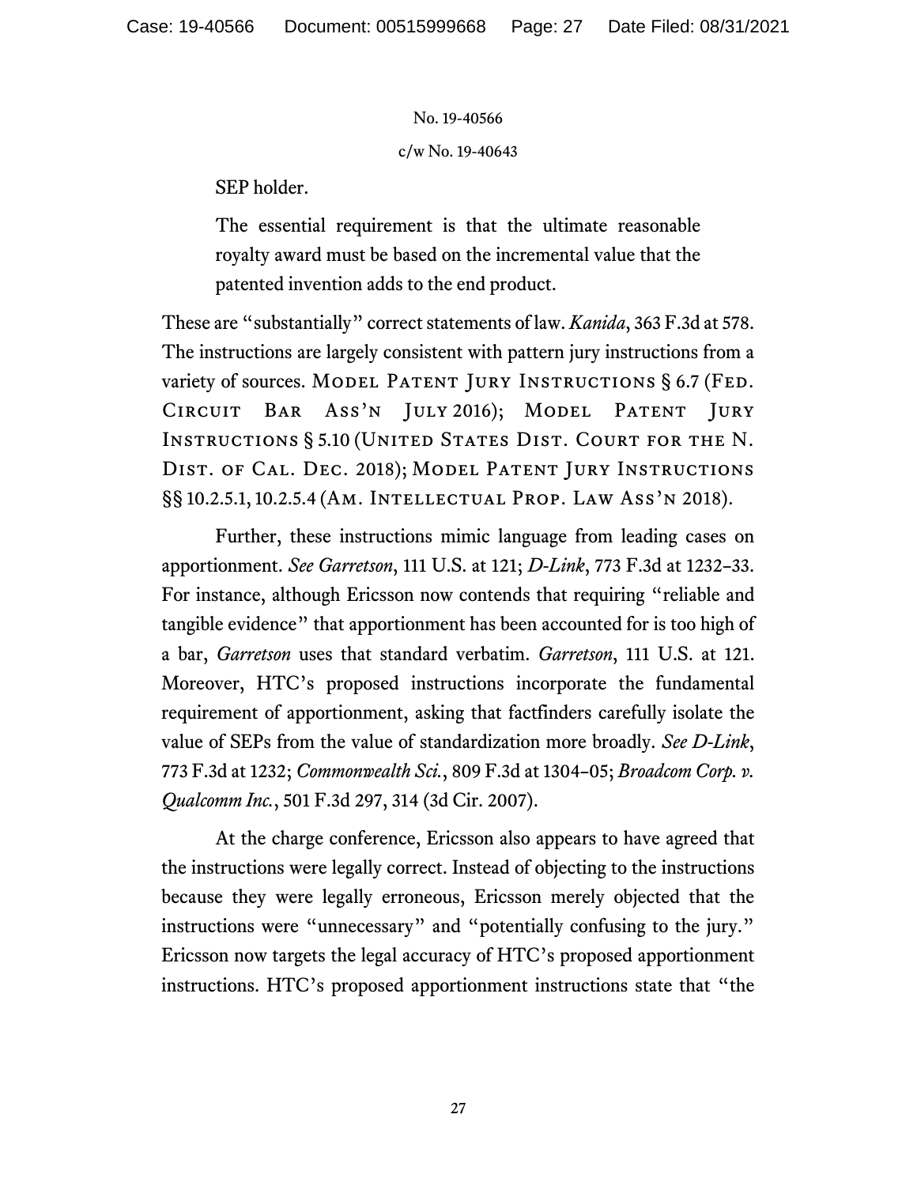SEP holder.

> The essential requirement is that the ultimate reasonable royalty award must be based on the incremental value that the patented invention adds to the end product.

These are "substantially" correct statements of law. *Kanida*, 363 F.3d at 578. The instructions are largely consistent with pattern jury instructions from a variety of sources. MODEL PATENT JURY INSTRUCTIONS § 6.7 (FED. CIRCUIT BAR ASS'N JULY 2016); MODEL PATENT JURY INSTRUCTIONS § 5.10 (UNITED STATES DIST. COURT FOR THE N. DIST. OF CAL. DEC. 2018); MODEL PATENT JURY INSTRUCTIONS §§ 10.2.5.1, 10.2.5.4 (AM. INTELLECTUAL PROP. LAW ASS'N 2018).

Further, these instructions mimic language from leading cases on apportionment. *See Garretson*, 111 U.S. at 121; *D-Link*, 773 F.3d at 1232–33. For instance, although Ericsson now contends that requiring "reliable and tangible evidence" that apportionment has been accounted for is too high of a bar, *Garretson* uses that standard verbatim. *Garretson*, 111 U.S. at 121. Moreover, HTC's proposed instructions incorporate the fundamental requirement of apportionment, asking that factfinders carefully isolate the value of SEPs from the value of standardization more broadly. *See D-Link*, 773 F.3d at 1232; *Commonwealth Sci.*, 809 F.3d at 1304–05; *Broadcom Corp. v. Qualcomm Inc.*, 501 F.3d 297, 314 (3d Cir. 2007).

At the charge conference, Ericsson also appears to have agreed that the instructions were legally correct. Instead of objecting to the instructions because they were legally erroneous, Ericsson merely objected that the instructions were "unnecessary" and "potentially confusing to the jury." Ericsson now targets the legal accuracy of HTC's proposed apportionment instructions. HTC's proposed apportionment instructions state that "the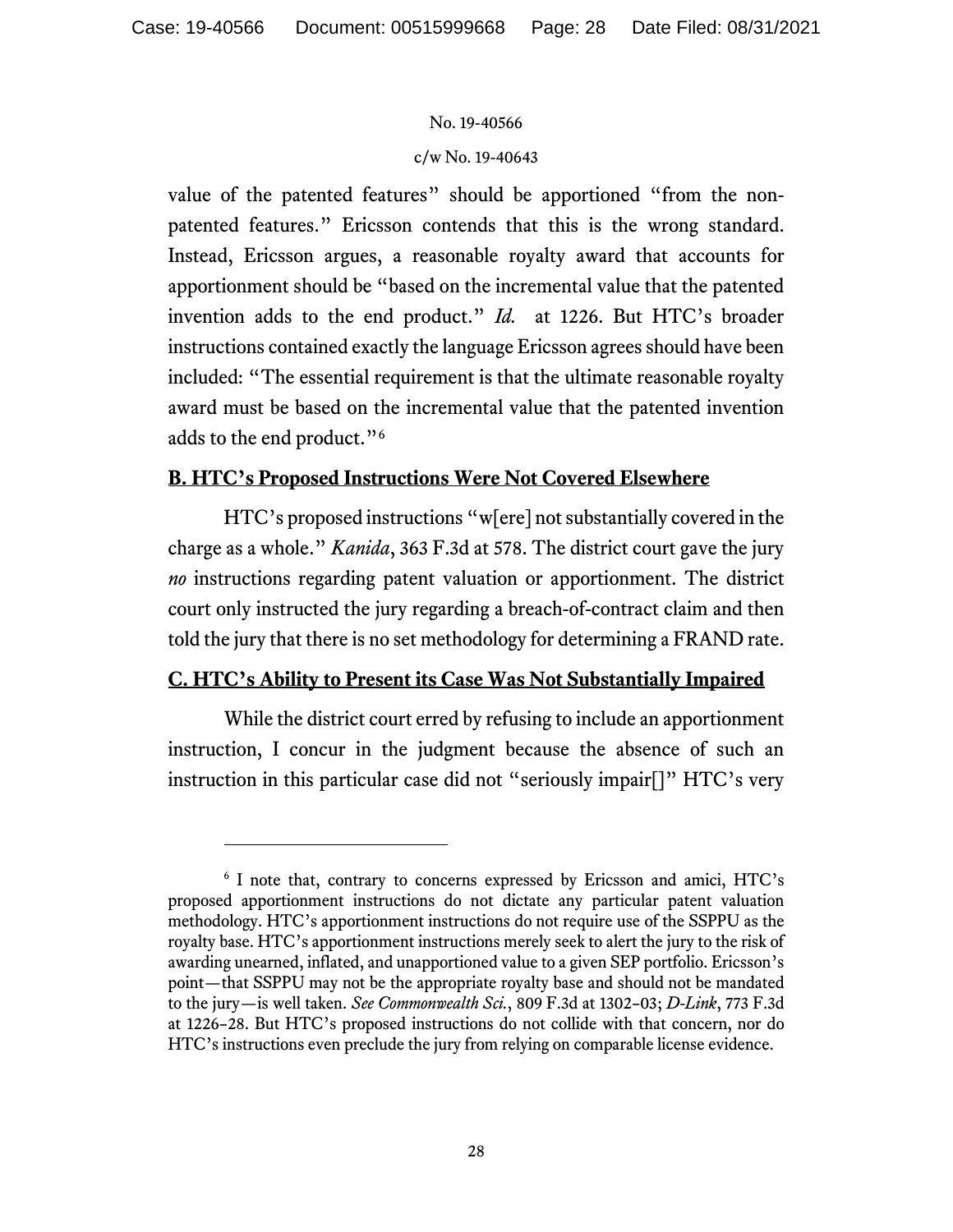value of the patented features" should be apportioned "from the non-patented features." Ericsson contends that this is the wrong standard. Instead, Ericsson argues, a reasonable royalty award that accounts for apportionment should be "based on the incremental value that the patented invention adds to the end product." *Id.* at 1226. But HTC's broader instructions contained exactly the language Ericsson agrees should have been included: "The essential requirement is that the ultimate reasonable royalty award must be based on the incremental value that the patented invention adds to the end product."[6]

## B. HTC's Proposed Instructions Were Not Covered Elsewhere

HTC's proposed instructions "w[ere] not substantially covered in the charge as a whole." *Kanida*, 363 F.3d at 578. The district court gave the jury *no* instructions regarding patent valuation or apportionment. The district court only instructed the jury regarding a breach-of-contract claim and then told the jury that there is no set methodology for determining a FRAND rate.

## C. HTC's Ability to Present its Case Was Not Substantially Impaired

While the district court erred by refusing to include an apportionment instruction, I concur in the judgment because the absence of such an instruction in this particular case did not "seriously impair[]" HTC's very

---

[6] I note that, contrary to concerns expressed by Ericsson and amici, HTC's proposed apportionment instructions do not dictate any particular patent valuation methodology. HTC's apportionment instructions do not require use of the SSPPU as the royalty base. HTC's apportionment instructions merely seek to alert the jury to the risk of awarding unearned, inflated, and unapportioned value to a given SEP portfolio. Ericsson's point—that SSPPU may not be the appropriate royalty base and should not be mandated to the jury—is well taken. *See Commonwealth Sci.*, 809 F.3d at 1302–03; *D-Link*, 773 F.3d at 1226–28. But HTC's proposed instructions do not collide with that concern, nor do HTC's instructions even preclude the jury from relying on comparable license evidence.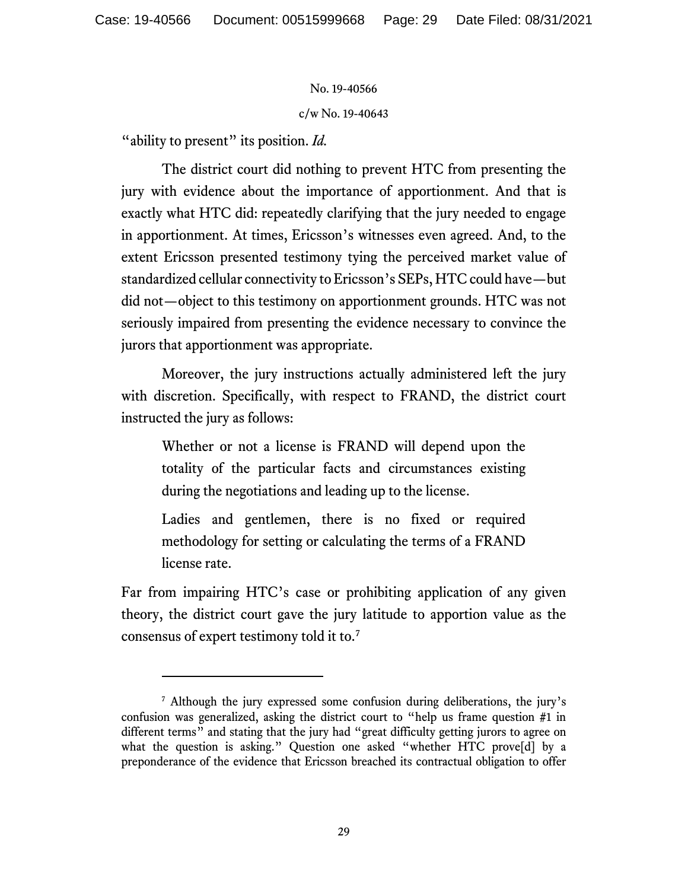"ability to present" its position. *Id.*

The district court did nothing to prevent HTC from presenting the jury with evidence about the importance of apportionment. And that is exactly what HTC did: repeatedly clarifying that the jury needed to engage in apportionment. At times, Ericsson's witnesses even agreed. And, to the extent Ericsson presented testimony tying the perceived market value of standardized cellular connectivity to Ericsson's SEPs, HTC could have—but did not—object to this testimony on apportionment grounds. HTC was not seriously impaired from presenting the evidence necessary to convince the jurors that apportionment was appropriate.

Moreover, the jury instructions actually administered left the jury with discretion. Specifically, with respect to FRAND, the district court instructed the jury as follows:

> Whether or not a license is FRAND will depend upon the totality of the particular facts and circumstances existing during the negotiations and leading up to the license.
>
> Ladies and gentlemen, there is no fixed or required methodology for setting or calculating the terms of a FRAND license rate.

Far from impairing HTC's case or prohibiting application of any given theory, the district court gave the jury latitude to apportion value as the consensus of expert testimony told it to.[7]

---

[7] Although the jury expressed some confusion during deliberations, the jury's confusion was generalized, asking the district court to "help us frame question #1 in different terms" and stating that the jury had "great difficulty getting jurors to agree on what the question is asking." Question one asked "whether HTC prove[d] by a preponderance of the evidence that Ericsson breached its contractual obligation to offer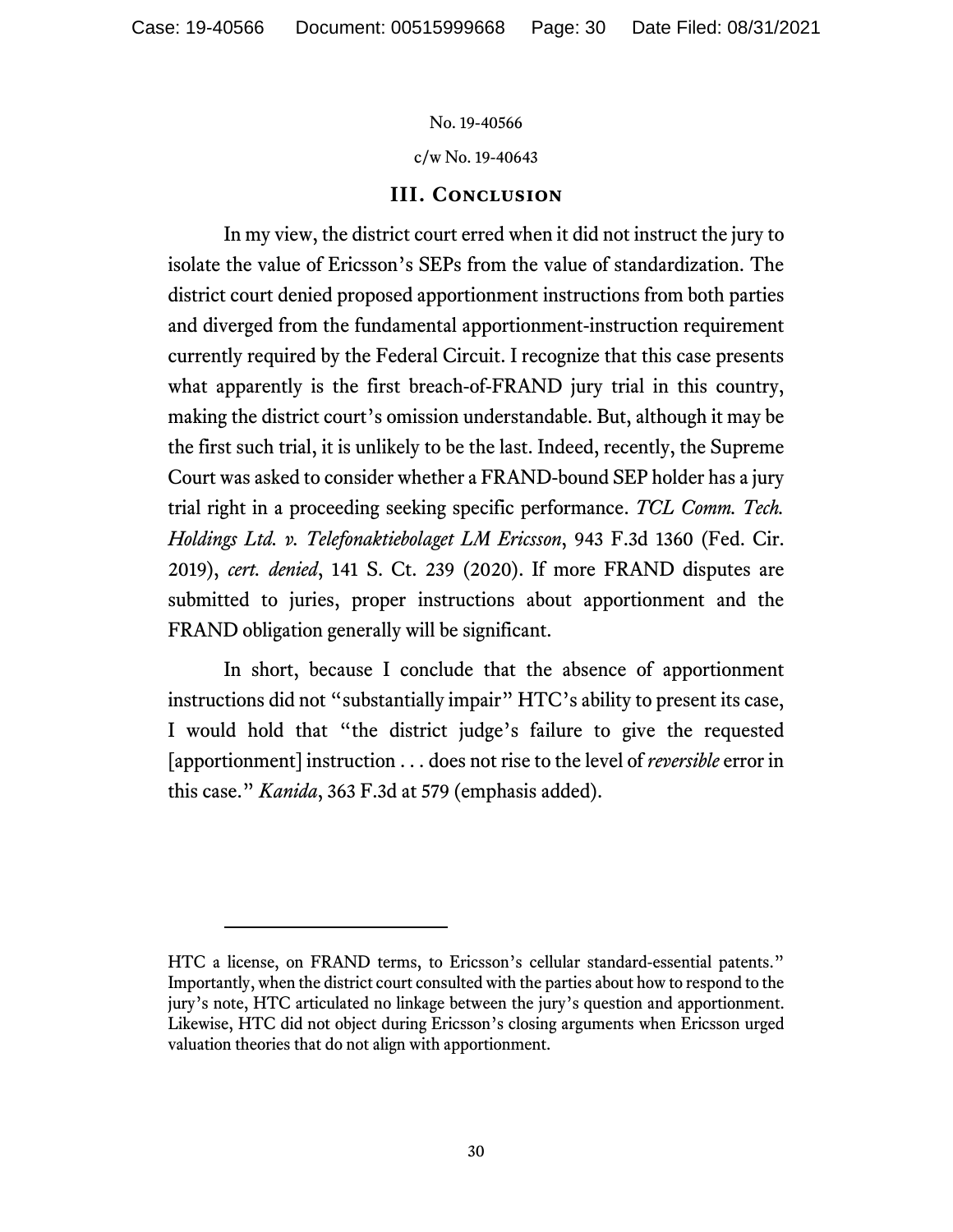No. 19-40566

c/w No. 19-40643

### III. Conclusion

In my view, the district court erred when it did not instruct the jury to isolate the value of Ericsson's SEPs from the value of standardization. The district court denied proposed apportionment instructions from both parties and diverged from the fundamental apportionment-instruction requirement currently required by the Federal Circuit. I recognize that this case presents what apparently is the first breach-of-FRAND jury trial in this country, making the district court's omission understandable. But, although it may be the first such trial, it is unlikely to be the last. Indeed, recently, the Supreme Court was asked to consider whether a FRAND-bound SEP holder has a jury trial right in a proceeding seeking specific performance. *TCL Comm. Tech. Holdings Ltd. v. Telefonaktiebolaget LM Ericsson*, 943 F.3d 1360 (Fed. Cir. 2019), *cert. denied*, 141 S. Ct. 239 (2020). If more FRAND disputes are submitted to juries, proper instructions about apportionment and the FRAND obligation generally will be significant.

In short, because I conclude that the absence of apportionment instructions did not "substantially impair" HTC's ability to present its case, I would hold that "the district judge's failure to give the requested [apportionment] instruction . . . does not rise to the level of *reversible* error in this case." *Kanida*, 363 F.3d at 579 (emphasis added).

---

HTC a license, on FRAND terms, to Ericsson's cellular standard-essential patents." Importantly, when the district court consulted with the parties about how to respond to the jury's note, HTC articulated no linkage between the jury's question and apportionment. Likewise, HTC did not object during Ericsson's closing arguments when Ericsson urged valuation theories that do not align with apportionment.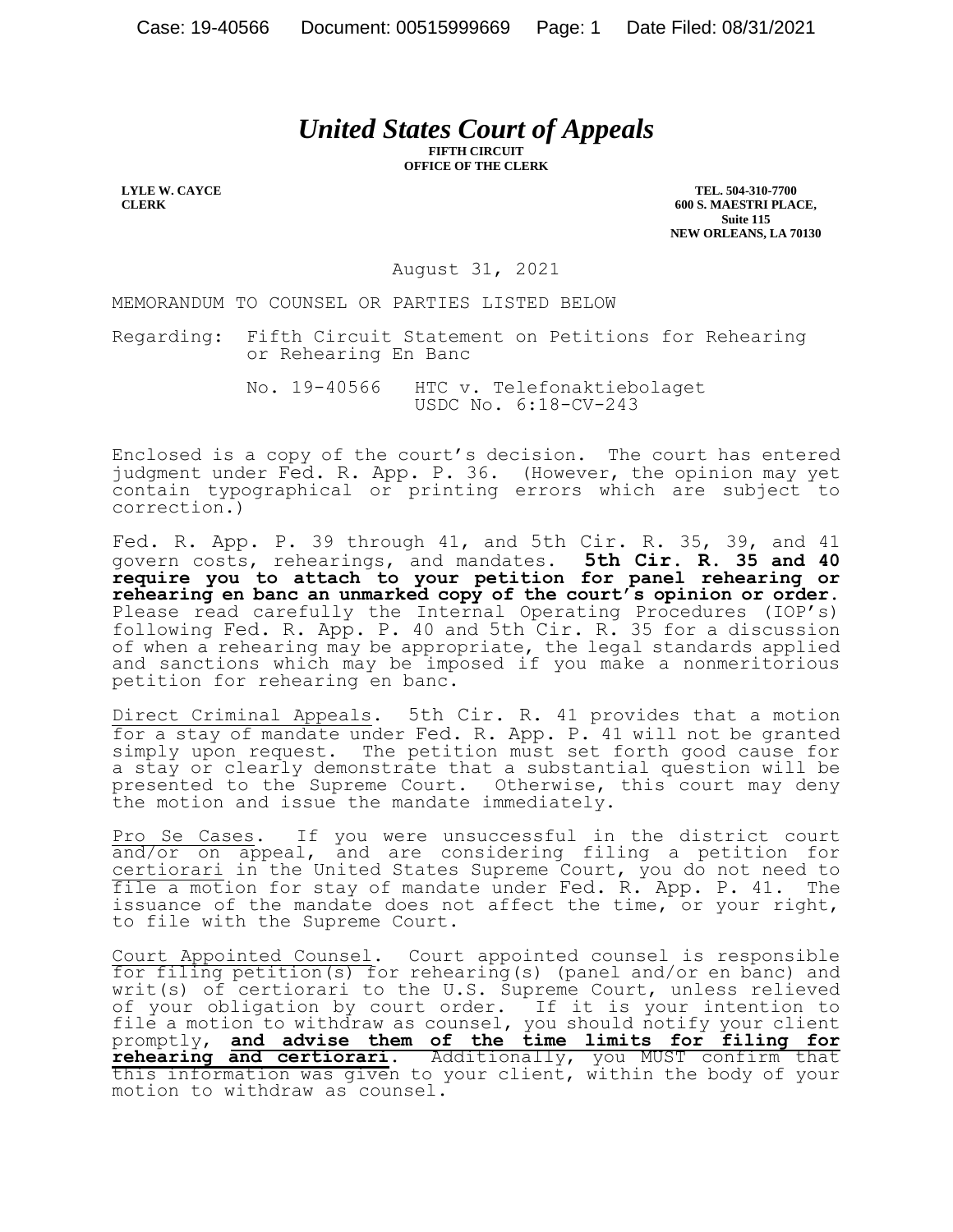# *United States Court of Appeals*

**FIFTH CIRCUIT**
**OFFICE OF THE CLERK**

**LYLE W. CAYCE**
**CLERK**

**TEL. 504-310-7700**
**600 S. MAESTRI PLACE,**
**Suite 115**
**NEW ORLEANS, LA 70130**

August 31, 2021

MEMORANDUM TO COUNSEL OR PARTIES LISTED BELOW

Regarding: Fifth Circuit Statement on Petitions for Rehearing or Rehearing En Banc

No. 19-40566 HTC v. Telefonaktiebolaget
USDC No. 6:18-CV-243

Enclosed is a copy of the court's decision. The court has entered judgment under Fed. R. App. P. 36. (However, the opinion may yet contain typographical or printing errors which are subject to correction.)

Fed. R. App. P. 39 through 41, and 5th Cir. R. 35, 39, and 41 govern costs, rehearings, and mandates. **5th Cir. R. 35 and 40 require you to attach to your petition for panel rehearing or rehearing en banc an unmarked copy of the court's opinion or order.** Please read carefully the Internal Operating Procedures (IOP's) following Fed. R. App. P. 40 and 5th Cir. R. 35 for a discussion of when a rehearing may be appropriate, the legal standards applied and sanctions which may be imposed if you make a nonmeritorious petition for rehearing en banc.

Direct Criminal Appeals. 5th Cir. R. 41 provides that a motion for a stay of mandate under Fed. R. App. P. 41 will not be granted simply upon request. The petition must set forth good cause for a stay or clearly demonstrate that a substantial question will be presented to the Supreme Court. Otherwise, this court may deny the motion and issue the mandate immediately.

Pro Se Cases. If you were unsuccessful in the district court and/or on appeal, and are considering filing a petition for certiorari in the United States Supreme Court, you do not need to file a motion for stay of mandate under Fed. R. App. P. 41. The issuance of the mandate does not affect the time, or your right, to file with the Supreme Court.

Court Appointed Counsel. Court appointed counsel is responsible for filing petition(s) for rehearing(s) (panel and/or en banc) and writ(s) of certiorari to the U.S. Supreme Court, unless relieved of your obligation by court order. If it is your intention to file a motion to withdraw as counsel, you should notify your client promptly, **and advise them of the time limits for filing for rehearing and certiorari**. Additionally, you MUST confirm that this information was given to your client, within the body of your motion to withdraw as counsel.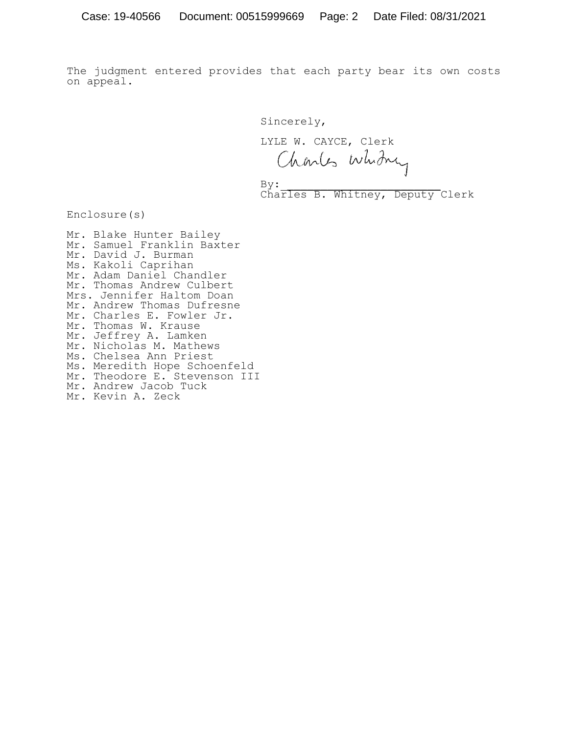The judgment entered provides that each party bear its own costs on appeal.

Sincerely,

LYLE W. CAYCE, Clerk

By: ______________________
Charles B. Whitney, Deputy Clerk

Enclosure(s)

Mr. Blake Hunter Bailey
Mr. Samuel Franklin Baxter
Mr. David J. Burman
Ms. Kakoli Caprihan
Mr. Adam Daniel Chandler
Mr. Thomas Andrew Culbert
Mrs. Jennifer Haltom Doan
Mr. Andrew Thomas Dufresne
Mr. Charles E. Fowler Jr.
Mr. Thomas W. Krause
Mr. Jeffrey A. Lamken
Mr. Nicholas M. Mathews
Ms. Chelsea Ann Priest
Ms. Meredith Hope Schoenfeld
Mr. Theodore E. Stevenson III
Mr. Andrew Jacob Tuck
Mr. Kevin A. Zeck